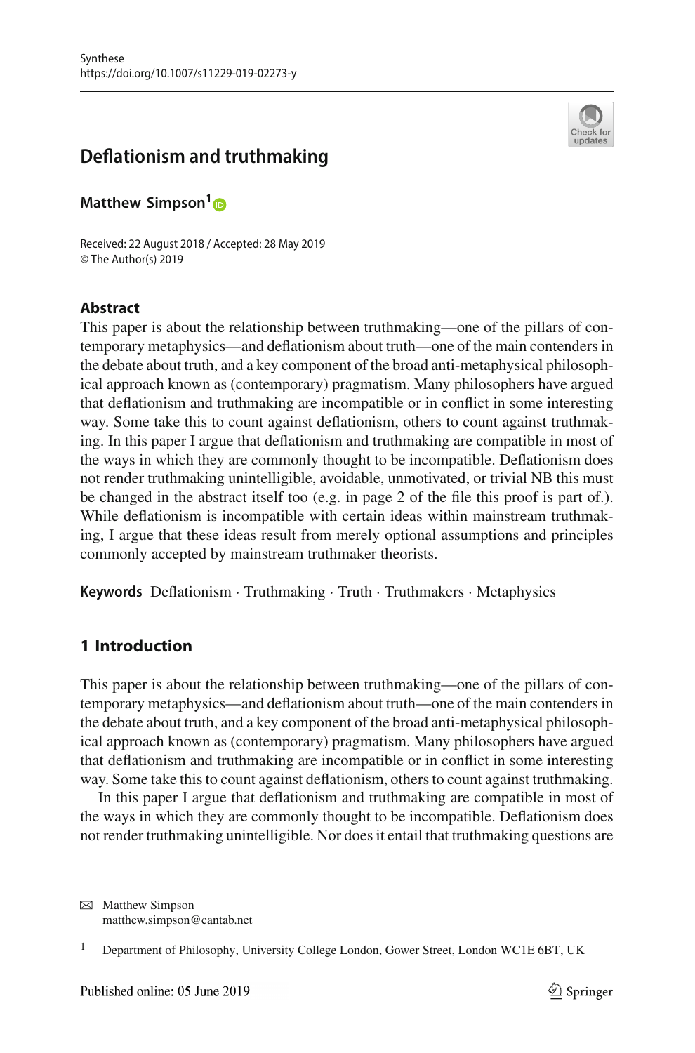Synthese
https://doi.org/10.1007/s11229-019-02273-y

# Deflationism and truthmaking

**Matthew Simpson**[1]

Received: 22 August 2018 / Accepted: 28 May 2019
© The Author(s) 2019

## Abstract

This paper is about the relationship between truthmaking—one of the pillars of contemporary metaphysics—and deflationism about truth—one of the main contenders in the debate about truth, and a key component of the broad anti-metaphysical philosophical approach known as (contemporary) pragmatism. Many philosophers have argued that deflationism and truthmaking are incompatible or in conflict in some interesting way. Some take this to count against deflationism, others to count against truthmaking. In this paper I argue that deflationism and truthmaking are compatible in most of the ways in which they are commonly thought to be incompatible. Deflationism does not render truthmaking unintelligible, avoidable, unmotivated, or trivial NB this must be changed in the abstract itself too (e.g. in page 2 of the file this proof is part of.). While deflationism is incompatible with certain ideas within mainstream truthmaking, I argue that these ideas result from merely optional assumptions and principles commonly accepted by mainstream truthmaker theorists.

**Keywords** Deflationism · Truthmaking · Truth · Truthmakers · Metaphysics

## 1 Introduction

This paper is about the relationship between truthmaking—one of the pillars of contemporary metaphysics—and deflationism about truth—one of the main contenders in the debate about truth, and a key component of the broad anti-metaphysical philosophical approach known as (contemporary) pragmatism. Many philosophers have argued that deflationism and truthmaking are incompatible or in conflict in some interesting way. Some take this to count against deflationism, others to count against truthmaking.

In this paper I argue that deflationism and truthmaking are compatible in most of the ways in which they are commonly thought to be incompatible. Deflationism does not render truthmaking unintelligible. Nor does it entail that truthmaking questions are

---

✉ Matthew Simpson
matthew.simpson@cantab.net

[1] Department of Philosophy, University College London, Gower Street, London WC1E 6BT, UK

Published online: 05 June 2019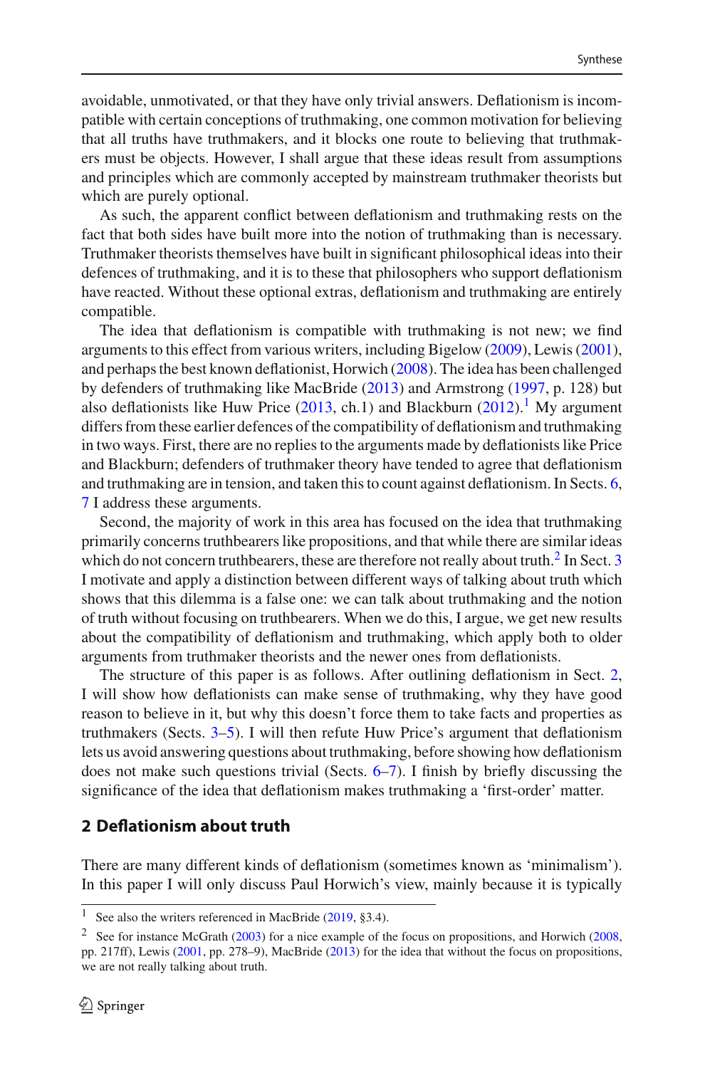avoidable, unmotivated, or that they have only trivial answers. Deflationism is incompatible with certain conceptions of truthmaking, one common motivation for believing that all truths have truthmakers, and it blocks one route to believing that truthmakers must be objects. However, I shall argue that these ideas result from assumptions and principles which are commonly accepted by mainstream truthmaker theorists but which are purely optional.

As such, the apparent conflict between deflationism and truthmaking rests on the fact that both sides have built more into the notion of truthmaking than is necessary. Truthmaker theorists themselves have built in significant philosophical ideas into their defences of truthmaking, and it is to these that philosophers who support deflationism have reacted. Without these optional extras, deflationism and truthmaking are entirely compatible.

The idea that deflationism is compatible with truthmaking is not new; we find arguments to this effect from various writers, including Bigelow (2009), Lewis (2001), and perhaps the best known deflationist, Horwich (2008). The idea has been challenged by defenders of truthmaking like MacBride (2013) and Armstrong (1997, p. 128) but also deflationists like Huw Price (2013, ch.1) and Blackburn (2012).[1] My argument differs from these earlier defences of the compatibility of deflationism and truthmaking in two ways. First, there are no replies to the arguments made by deflationists like Price and Blackburn; defenders of truthmaker theory have tended to agree that deflationism and truthmaking are in tension, and taken this to count against deflationism. In Sects. 6, 7 I address these arguments.

Second, the majority of work in this area has focused on the idea that truthmaking primarily concerns truthbearers like propositions, and that while there are similar ideas which do not concern truthbearers, these are therefore not really about truth.[2] In Sect. 3 I motivate and apply a distinction between different ways of talking about truth which shows that this dilemma is a false one: we can talk about truthmaking and the notion of truth without focusing on truthbearers. When we do this, I argue, we get new results about the compatibility of deflationism and truthmaking, which apply both to older arguments from truthmaker theorists and the newer ones from deflationists.

The structure of this paper is as follows. After outlining deflationism in Sect. 2, I will show how deflationists can make sense of truthmaking, why they have good reason to believe in it, but why this doesn't force them to take facts and properties as truthmakers (Sects. 3–5). I will then refute Huw Price's argument that deflationism lets us avoid answering questions about truthmaking, before showing how deflationism does not make such questions trivial (Sects. 6–7). I finish by briefly discussing the significance of the idea that deflationism makes truthmaking a 'first-order' matter.

## 2 Deflationism about truth

There are many different kinds of deflationism (sometimes known as 'minimalism'). In this paper I will only discuss Paul Horwich's view, mainly because it is typically

[1] See also the writers referenced in MacBride (2019, §3.4).

[2] See for instance McGrath (2003) for a nice example of the focus on propositions, and Horwich (2008, pp. 217ff), Lewis (2001, pp. 278–9), MacBride (2013) for the idea that without the focus on propositions, we are not really talking about truth.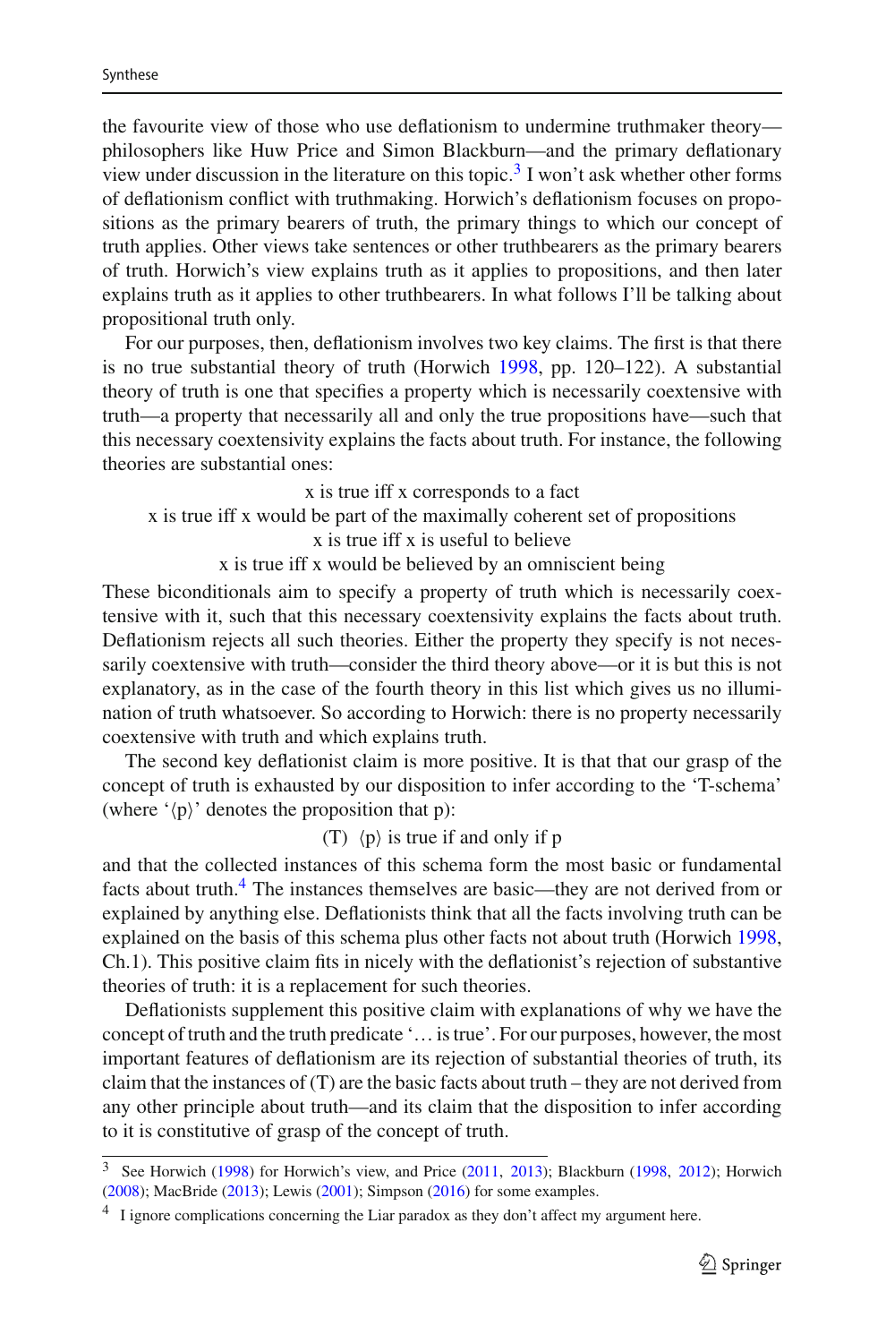the favourite view of those who use deflationism to undermine truthmaker theory—philosophers like Huw Price and Simon Blackburn—and the primary deflationary view under discussion in the literature on this topic.[3] I won't ask whether other forms of deflationism conflict with truthmaking. Horwich's deflationism focuses on propositions as the primary bearers of truth, the primary things to which our concept of truth applies. Other views take sentences or other truthbearers as the primary bearers of truth. Horwich's view explains truth as it applies to propositions, and then later explains truth as it applies to other truthbearers. In what follows I'll be talking about propositional truth only.

For our purposes, then, deflationism involves two key claims. The first is that there is no true substantial theory of truth (Horwich 1998, pp. 120–122). A substantial theory of truth is one that specifies a property which is necessarily coextensive with truth—a property that necessarily all and only the true propositions have—such that this necessary coextensivity explains the facts about truth. For instance, the following theories are substantial ones:

x is true iff x corresponds to a fact

x is true iff x would be part of the maximally coherent set of propositions

x is true iff x is useful to believe

x is true iff x would be believed by an omniscient being

These biconditionals aim to specify a property of truth which is necessarily coextensive with it, such that this necessary coextensivity explains the facts about truth. Deflationism rejects all such theories. Either the property they specify is not necessarily coextensive with truth—consider the third theory above—or it is but this is not explanatory, as in the case of the fourth theory in this list which gives us no illumination of truth whatsoever. So according to Horwich: there is no property necessarily coextensive with truth and which explains truth.

The second key deflationist claim is more positive. It is that that our grasp of the concept of truth is exhausted by our disposition to infer according to the 'T-schema' (where '⟨p⟩' denotes the proposition that p):

(T) ⟨p⟩ is true if and only if p

and that the collected instances of this schema form the most basic or fundamental facts about truth.[4] The instances themselves are basic—they are not derived from or explained by anything else. Deflationists think that all the facts involving truth can be explained on the basis of this schema plus other facts not about truth (Horwich 1998, Ch.1). This positive claim fits in nicely with the deflationist's rejection of substantive theories of truth: it is a replacement for such theories.

Deflationists supplement this positive claim with explanations of why we have the concept of truth and the truth predicate '... is true'. For our purposes, however, the most important features of deflationism are its rejection of substantial theories of truth, its claim that the instances of (T) are the basic facts about truth – they are not derived from any other principle about truth—and its claim that the disposition to infer according to it is constitutive of grasp of the concept of truth.

[3] See Horwich (1998) for Horwich's view, and Price (2011, 2013); Blackburn (1998, 2012); Horwich (2008); MacBride (2013); Lewis (2001); Simpson (2016) for some examples.

[4] I ignore complications concerning the Liar paradox as they don't affect my argument here.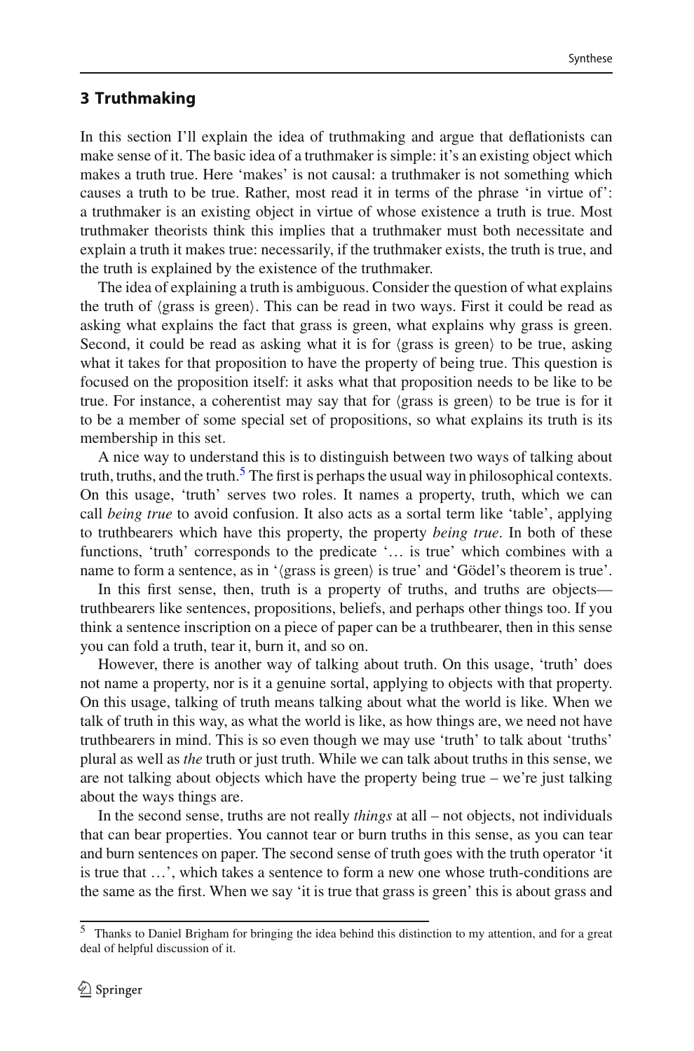## 3 Truthmaking

In this section I'll explain the idea of truthmaking and argue that deflationists can make sense of it. The basic idea of a truthmaker is simple: it's an existing object which makes a truth true. Here 'makes' is not causal: a truthmaker is not something which causes a truth to be true. Rather, most read it in terms of the phrase 'in virtue of': a truthmaker is an existing object in virtue of whose existence a truth is true. Most truthmaker theorists think this implies that a truthmaker must both necessitate and explain a truth it makes true: necessarily, if the truthmaker exists, the truth is true, and the truth is explained by the existence of the truthmaker.

The idea of explaining a truth is ambiguous. Consider the question of what explains the truth of ⟨grass is green⟩. This can be read in two ways. First it could be read as asking what explains the fact that grass is green, what explains why grass is green. Second, it could be read as asking what it is for ⟨grass is green⟩ to be true, asking what it takes for that proposition to have the property of being true. This question is focused on the proposition itself: it asks what that proposition needs to be like to be true. For instance, a coherentist may say that for ⟨grass is green⟩ to be true is for it to be a member of some special set of propositions, so what explains its truth is its membership in this set.

A nice way to understand this is to distinguish between two ways of talking about truth, truths, and the truth.[5] The first is perhaps the usual way in philosophical contexts. On this usage, 'truth' serves two roles. It names a property, truth, which we can call *being true* to avoid confusion. It also acts as a sortal term like 'table', applying to truthbearers which have this property, the property *being true*. In both of these functions, 'truth' corresponds to the predicate '… is true' which combines with a name to form a sentence, as in '⟨grass is green⟩ is true' and 'Gödel's theorem is true'.

In this first sense, then, truth is a property of truths, and truths are objects—truthbearers like sentences, propositions, beliefs, and perhaps other things too. If you think a sentence inscription on a piece of paper can be a truthbearer, then in this sense you can fold a truth, tear it, burn it, and so on.

However, there is another way of talking about truth. On this usage, 'truth' does not name a property, nor is it a genuine sortal, applying to objects with that property. On this usage, talking of truth means talking about what the world is like. When we talk of truth in this way, as what the world is like, as how things are, we need not have truthbearers in mind. This is so even though we may use 'truth' to talk about 'truths' plural as well as *the* truth or just truth. While we can talk about truths in this sense, we are not talking about objects which have the property being true – we're just talking about the ways things are.

In the second sense, truths are not really *things* at all – not objects, not individuals that can bear properties. You cannot tear or burn truths in this sense, as you can tear and burn sentences on paper. The second sense of truth goes with the truth operator 'it is true that …', which takes a sentence to form a new one whose truth-conditions are the same as the first. When we say 'it is true that grass is green' this is about grass and

[5] Thanks to Daniel Brigham for bringing the idea behind this distinction to my attention, and for a great deal of helpful discussion of it.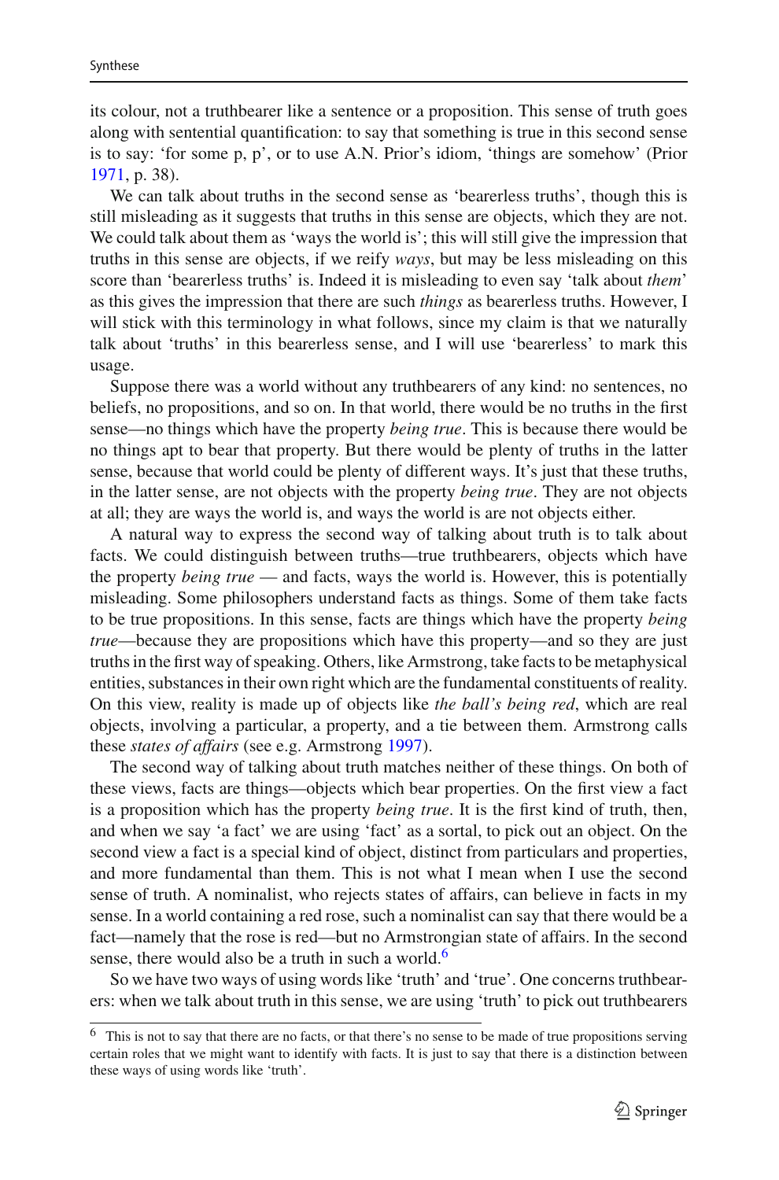its colour, not a truthbearer like a sentence or a proposition. This sense of truth goes along with sentential quantification: to say that something is true in this second sense is to say: 'for some p, p', or to use A.N. Prior's idiom, 'things are somehow' (Prior 1971, p. 38).

We can talk about truths in the second sense as 'bearerless truths', though this is still misleading as it suggests that truths in this sense are objects, which they are not. We could talk about them as 'ways the world is'; this will still give the impression that truths in this sense are objects, if we reify *ways*, but may be less misleading on this score than 'bearerless truths' is. Indeed it is misleading to even say 'talk about *them*' as this gives the impression that there are such *things* as bearerless truths. However, I will stick with this terminology in what follows, since my claim is that we naturally talk about 'truths' in this bearerless sense, and I will use 'bearerless' to mark this usage.

Suppose there was a world without any truthbearers of any kind: no sentences, no beliefs, no propositions, and so on. In that world, there would be no truths in the first sense—no things which have the property *being true*. This is because there would be no things apt to bear that property. But there would be plenty of truths in the latter sense, because that world could be plenty of different ways. It's just that these truths, in the latter sense, are not objects with the property *being true*. They are not objects at all; they are ways the world is, and ways the world is are not objects either.

A natural way to express the second way of talking about truth is to talk about facts. We could distinguish between truths—true truthbearers, objects which have the property *being true* — and facts, ways the world is. However, this is potentially misleading. Some philosophers understand facts as things. Some of them take facts to be true propositions. In this sense, facts are things which have the property *being true*—because they are propositions which have this property—and so they are just truths in the first way of speaking. Others, like Armstrong, take facts to be metaphysical entities, substances in their own right which are the fundamental constituents of reality. On this view, reality is made up of objects like *the ball's being red*, which are real objects, involving a particular, a property, and a tie between them. Armstrong calls these *states of affairs* (see e.g. Armstrong 1997).

The second way of talking about truth matches neither of these things. On both of these views, facts are things—objects which bear properties. On the first view a fact is a proposition which has the property *being true*. It is the first kind of truth, then, and when we say 'a fact' we are using 'fact' as a sortal, to pick out an object. On the second view a fact is a special kind of object, distinct from particulars and properties, and more fundamental than them. This is not what I mean when I use the second sense of truth. A nominalist, who rejects states of affairs, can believe in facts in my sense. In a world containing a red rose, such a nominalist can say that there would be a fact—namely that the rose is red—but no Armstrongian state of affairs. In the second sense, there would also be a truth in such a world.[6]

So we have two ways of using words like 'truth' and 'true'. One concerns truthbearers: when we talk about truth in this sense, we are using 'truth' to pick out truthbearers

[6] This is not to say that there are no facts, or that there's no sense to be made of true propositions serving certain roles that we might want to identify with facts. It is just to say that there is a distinction between these ways of using words like 'truth'.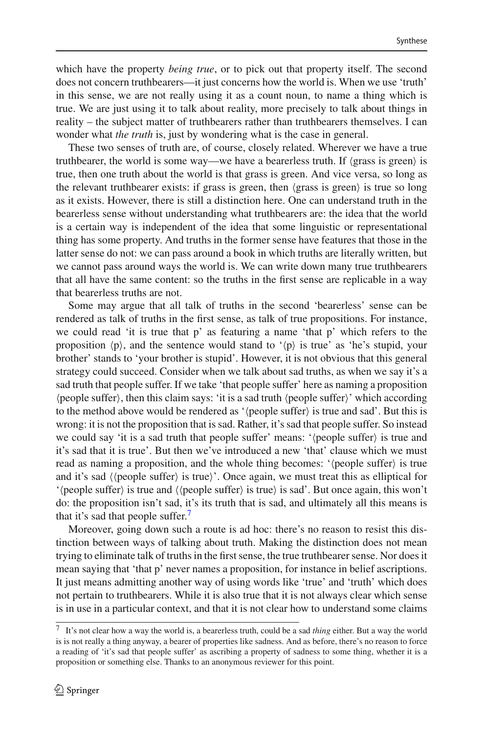which have the property *being true*, or to pick out that property itself. The second does not concern truthbearers—it just concerns how the world is. When we use 'truth' in this sense, we are not really using it as a count noun, to name a thing which is true. We are just using it to talk about reality, more precisely to talk about things in reality – the subject matter of truthbearers rather than truthbearers themselves. I can wonder what *the truth* is, just by wondering what is the case in general.

These two senses of truth are, of course, closely related. Wherever we have a true truthbearer, the world is some way—we have a bearerless truth. If ⟨grass is green⟩ is true, then one truth about the world is that grass is green. And vice versa, so long as the relevant truthbearer exists: if grass is green, then ⟨grass is green⟩ is true so long as it exists. However, there is still a distinction here. One can understand truth in the bearerless sense without understanding what truthbearers are: the idea that the world is a certain way is independent of the idea that some linguistic or representational thing has some property. And truths in the former sense have features that those in the latter sense do not: we can pass around a book in which truths are literally written, but we cannot pass around ways the world is. We can write down many true truthbearers that all have the same content: so the truths in the first sense are replicable in a way that bearerless truths are not.

Some may argue that all talk of truths in the second 'bearerless' sense can be rendered as talk of truths in the first sense, as talk of true propositions. For instance, we could read 'it is true that p' as featuring a name 'that p' which refers to the proposition ⟨p⟩, and the sentence would stand to '⟨p⟩ is true' as 'he's stupid, your brother' stands to 'your brother is stupid'. However, it is not obvious that this general strategy could succeed. Consider when we talk about sad truths, as when we say it's a sad truth that people suffer. If we take 'that people suffer' here as naming a proposition ⟨people suffer⟩, then this claim says: 'it is a sad truth ⟨people suffer⟩' which according to the method above would be rendered as '⟨people suffer⟩ is true and sad'. But this is wrong: it is not the proposition that is sad. Rather, it's sad that people suffer. So instead we could say 'it is a sad truth that people suffer' means: '⟨people suffer⟩ is true and it's sad that it is true'. But then we've introduced a new 'that' clause which we must read as naming a proposition, and the whole thing becomes: '⟨people suffer⟩ is true and it's sad ⟨⟨people suffer⟩ is true⟩'. Once again, we must treat this as elliptical for '⟨people suffer⟩ is true and ⟨⟨people suffer⟩ is true⟩ is sad'. But once again, this won't do: the proposition isn't sad, it's its truth that is sad, and ultimately all this means is that it's sad that people suffer.[7]

Moreover, going down such a route is ad hoc: there's no reason to resist this distinction between ways of talking about truth. Making the distinction does not mean trying to eliminate talk of truths in the first sense, the true truthbearer sense. Nor does it mean saying that 'that p' never names a proposition, for instance in belief ascriptions. It just means admitting another way of using words like 'true' and 'truth' which does not pertain to truthbearers. While it is also true that it is not always clear which sense is in use in a particular context, and that it is not clear how to understand some claims

---

[7] It's not clear how a way the world is, a bearerless truth, could be a sad *thing* either. But a way the world is is not really a thing anyway, a bearer of properties like sadness. And as before, there's no reason to force a reading of 'it's sad that people suffer' as ascribing a property of sadness to some thing, whether it is a proposition or something else. Thanks to an anonymous reviewer for this point.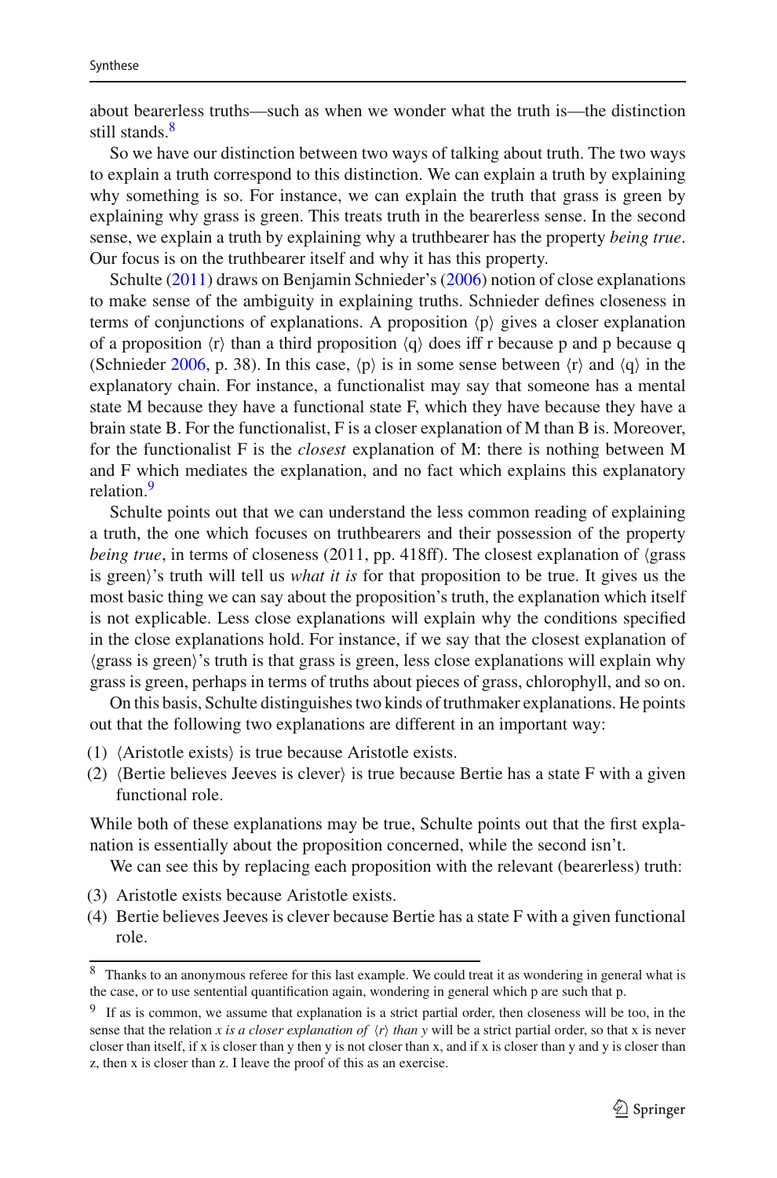about bearerless truths—such as when we wonder what the truth is—the distinction still stands.[8]

So we have our distinction between two ways of talking about truth. The two ways to explain a truth correspond to this distinction. We can explain a truth by explaining why something is so. For instance, we can explain the truth that grass is green by explaining why grass is green. This treats truth in the bearerless sense. In the second sense, we explain a truth by explaining why a truthbearer has the property *being true*. Our focus is on the truthbearer itself and why it has this property.

Schulte (2011) draws on Benjamin Schnieder's (2006) notion of close explanations to make sense of the ambiguity in explaining truths. Schnieder defines closeness in terms of conjunctions of explanations. A proposition ⟨p⟩ gives a closer explanation of a proposition ⟨r⟩ than a third proposition ⟨q⟩ does iff r because p and p because q (Schnieder 2006, p. 38). In this case, ⟨p⟩ is in some sense between ⟨r⟩ and ⟨q⟩ in the explanatory chain. For instance, a functionalist may say that someone has a mental state M because they have a functional state F, which they have because they have a brain state B. For the functionalist, F is a closer explanation of M than B is. Moreover, for the functionalist F is the *closest* explanation of M: there is nothing between M and F which mediates the explanation, and no fact which explains this explanatory relation.[9]

Schulte points out that we can understand the less common reading of explaining a truth, the one which focuses on truthbearers and their possession of the property *being true*, in terms of closeness (2011, pp. 418ff). The closest explanation of ⟨grass is green⟩'s truth will tell us *what it is* for that proposition to be true. It gives us the most basic thing we can say about the proposition's truth, the explanation which itself is not explicable. Less close explanations will explain why the conditions specified in the close explanations hold. For instance, if we say that the closest explanation of ⟨grass is green⟩'s truth is that grass is green, less close explanations will explain why grass is green, perhaps in terms of truths about pieces of grass, chlorophyll, and so on.

On this basis, Schulte distinguishes two kinds of truthmaker explanations. He points out that the following two explanations are different in an important way:

(1) ⟨Aristotle exists⟩ is true because Aristotle exists.
(2) ⟨Bertie believes Jeeves is clever⟩ is true because Bertie has a state F with a given functional role.

While both of these explanations may be true, Schulte points out that the first explanation is essentially about the proposition concerned, while the second isn't.

We can see this by replacing each proposition with the relevant (bearerless) truth:

(3) Aristotle exists because Aristotle exists.
(4) Bertie believes Jeeves is clever because Bertie has a state F with a given functional role.

---

[8] Thanks to an anonymous referee for this last example. We could treat it as wondering in general what is the case, or to use sentential quantification again, wondering in general which p are such that p.

[9] If as is common, we assume that explanation is a strict partial order, then closeness will be too, in the sense that the relation *x is a closer explanation of ⟨r⟩ than y* will be a strict partial order, so that x is never closer than itself, if x is closer than y then y is not closer than x, and if x is closer than y and y is closer than z, then x is closer than z. I leave the proof of this as an exercise.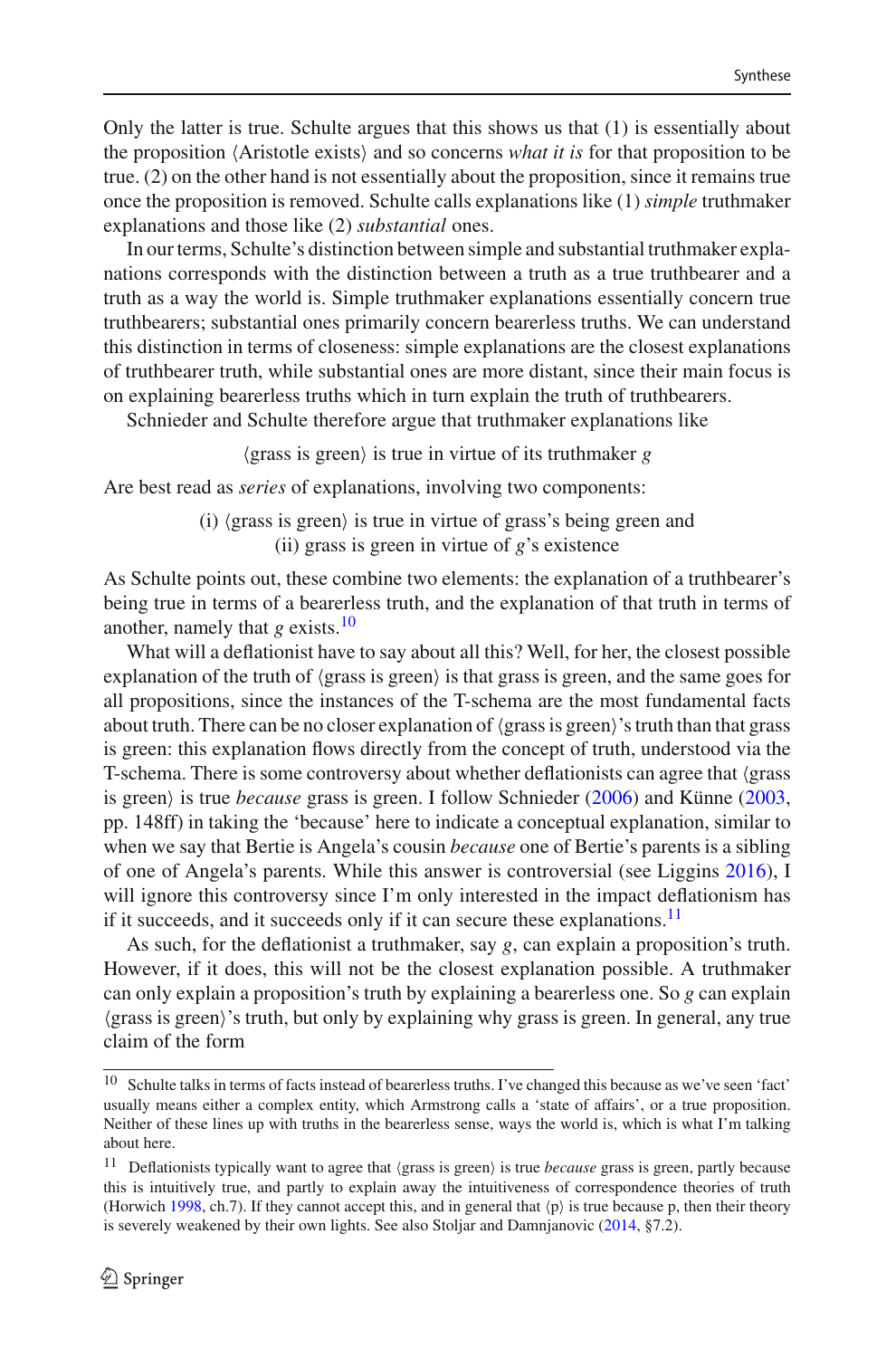Only the latter is true. Schulte argues that this shows us that (1) is essentially about the proposition ⟨Aristotle exists⟩ and so concerns *what it is* for that proposition to be true. (2) on the other hand is not essentially about the proposition, since it remains true once the proposition is removed. Schulte calls explanations like (1) *simple* truthmaker explanations and those like (2) *substantial* ones.

In our terms, Schulte's distinction between simple and substantial truthmaker explanations corresponds with the distinction between a truth as a true truthbearer and a truth as a way the world is. Simple truthmaker explanations essentially concern true truthbearers; substantial ones primarily concern bearerless truths. We can understand this distinction in terms of closeness: simple explanations are the closest explanations of truthbearer truth, while substantial ones are more distant, since their main focus is on explaining bearerless truths which in turn explain the truth of truthbearers.

Schnieder and Schulte therefore argue that truthmaker explanations like

⟨grass is green⟩ is true in virtue of its truthmaker *g*

Are best read as *series* of explanations, involving two components:

(i) ⟨grass is green⟩ is true in virtue of grass's being green and
(ii) grass is green in virtue of *g*'s existence

As Schulte points out, these combine two elements: the explanation of a truthbearer's being true in terms of a bearerless truth, and the explanation of that truth in terms of another, namely that *g* exists.[10]

What will a deflationist have to say about all this? Well, for her, the closest possible explanation of the truth of ⟨grass is green⟩ is that grass is green, and the same goes for all propositions, since the instances of the T-schema are the most fundamental facts about truth. There can be no closer explanation of ⟨grass is green⟩'s truth than that grass is green: this explanation flows directly from the concept of truth, understood via the T-schema. There is some controversy about whether deflationists can agree that ⟨grass is green⟩ is true *because* grass is green. I follow Schnieder (2006) and Künne (2003, pp. 148ff) in taking the 'because' here to indicate a conceptual explanation, similar to when we say that Bertie is Angela's cousin *because* one of Bertie's parents is a sibling of one of Angela's parents. While this answer is controversial (see Liggins 2016), I will ignore this controversy since I'm only interested in the impact deflationism has if it succeeds, and it succeeds only if it can secure these explanations.[11]

As such, for the deflationist a truthmaker, say *g*, can explain a proposition's truth. However, if it does, this will not be the closest explanation possible. A truthmaker can only explain a proposition's truth by explaining a bearerless one. So *g* can explain ⟨grass green⟩'s truth, but only by explaining why grass is green. In general, any true claim of the form

---

[10] Schulte talks in terms of facts instead of bearerless truths. I've changed this because as we've seen 'fact' usually means either a complex entity, which Armstrong calls a 'state of affairs', or a true proposition. Neither of these lines up with truths in the bearerless sense, ways the world is, which is what I'm talking about here.

[11] Deflationists typically want to agree that ⟨grass is green⟩ is true *because* grass is green, partly because this is intuitively true, and partly to explain away the intuitiveness of correspondence theories of truth (Horwich 1998, ch.7). If they cannot accept this, and in general that ⟨p⟩ is true because p, then their theory is severely weakened by their own lights. See also Stoljar and Damnjanovic (2014, §7.2).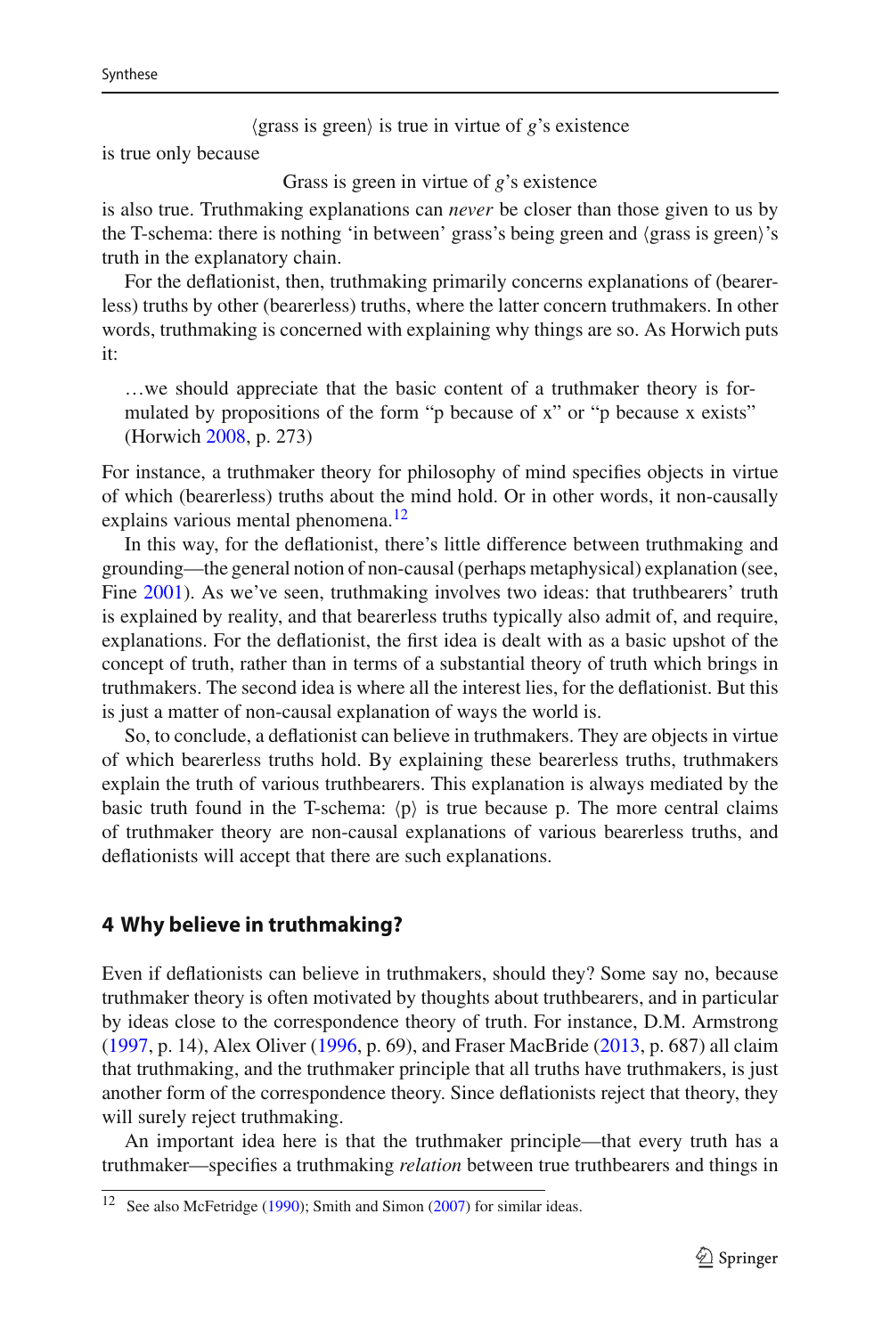⟨grass is green⟩ is true in virtue of *g*'s existence

is true only because

Grass is green in virtue of *g*'s existence

is also true. Truthmaking explanations can *never* be closer than those given to us by the T-schema: there is nothing 'in between' grass's being green and ⟨grass is green⟩'s truth in the explanatory chain.

For the deflationist, then, truthmaking primarily concerns explanations of (bearerless) truths by other (bearerless) truths, where the latter concern truthmakers. In other words, truthmaking is concerned with explaining why things are so. As Horwich puts it:

> …we should appreciate that the basic content of a truthmaker theory is formulated by propositions of the form "p because of x" or "p because x exists" (Horwich 2008, p. 273)

For instance, a truthmaker theory for philosophy of mind specifies objects in virtue of which (bearerless) truths about the mind hold. Or in other words, it non-causally explains various mental phenomena.[12]

In this way, for the deflationist, there's little difference between truthmaking and grounding—the general notion of non-causal (perhaps metaphysical) explanation (see, Fine 2001). As we've seen, truthmaking involves two ideas: that truthbearers' truth is explained by reality, and that bearerless truths typically also admit of, and require, explanations. For the deflationist, the first idea is dealt with as a basic upshot of the concept of truth, rather than in terms of a substantial theory of truth which brings in truthmakers. The second idea is where all the interest lies, for the deflationist. But this is just a matter of non-causal explanation of ways the world is.

So, to conclude, a deflationist can believe in truthmakers. They are objects in virtue of which bearerless truths hold. By explaining these bearerless truths, truthmakers explain the truth of various truthbearers. This explanation is always mediated by the basic truth found in the T-schema: ⟨p⟩ is true because p. The more central claims of truthmaker theory are non-causal explanations of various bearerless truths, and deflationists will accept that there are such explanations.

## 4 Why believe in truthmaking?

Even if deflationists can believe in truthmakers, should they? Some say no, because truthmaker theory is often motivated by thoughts about truthbearers, and in particular by ideas close to the correspondence theory of truth. For instance, D.M. Armstrong (1997, p. 14), Alex Oliver (1996, p. 69), and Fraser MacBride (2013, p. 687) all claim that truthmaking, and the truthmaker principle that all truths have truthmakers, is just another form of the correspondence theory. Since deflationists reject that theory, they will surely reject truthmaking.

An important idea here is that the truthmaker principle—that every truth has a truthmaker—specifies a truthmaking *relation* between true truthbearers and things in

[12] See also McFetridge (1990); Smith and Simon (2007) for similar ideas.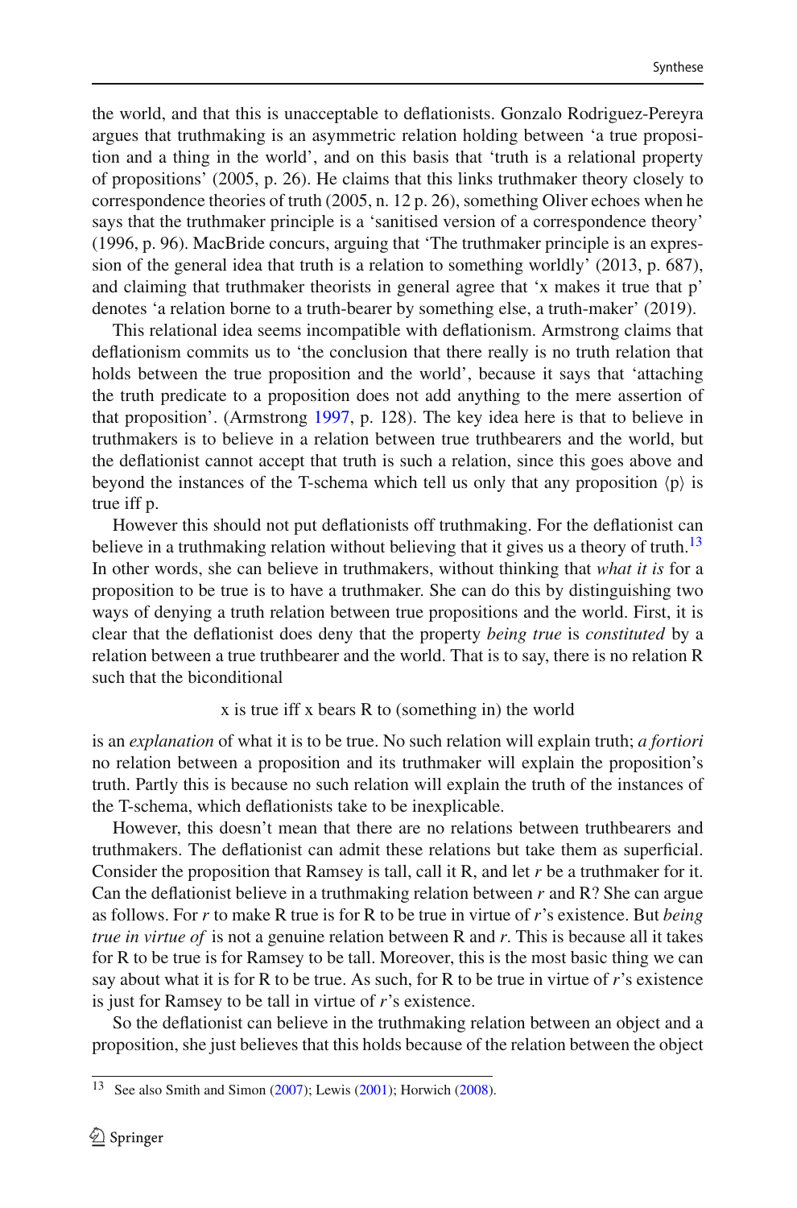the world, and that this is unacceptable to deflationists. Gonzalo Rodriguez-Pereyra argues that truthmaking is an asymmetric relation holding between 'a true proposition and a thing in the world', and on this basis that 'truth is a relational property of propositions' (2005, p. 26). He claims that this links truthmaker theory closely to correspondence theories of truth (2005, n. 12 p. 26), something Oliver echoes when he says that the truthmaker principle is a 'sanitised version of a correspondence theory' (1996, p. 96). MacBride concurs, arguing that 'The truthmaker principle is an expression of the general idea that truth is a relation to something worldly' (2013, p. 687), and claiming that truthmaker theorists in general agree that 'x makes it true that p' denotes 'a relation borne to a truth-bearer by something else, a truth-maker' (2019).

This relational idea seems incompatible with deflationism. Armstrong claims that deflationism commits us to 'the conclusion that there really is no truth relation that holds between the true proposition and the world', because it says that 'attaching the truth predicate to a proposition does not add anything to the mere assertion of that proposition'. (Armstrong 1997, p. 128). The key idea here is that to believe in truthmakers is to believe in a relation between true truthbearers and the world, but the deflationist cannot accept that truth is such a relation, since this goes above and beyond the instances of the T-schema which tell us only that any proposition ⟨p⟩ is true iff p.

However this should not put deflationists off truthmaking. For the deflationist can believe in a truthmaking relation without believing that it gives us a theory of truth.[13] In other words, she can believe in truthmakers, without thinking that *what it is* for a proposition to be true is to have a truthmaker. She can do this by distinguishing two ways of denying a truth relation between true propositions and the world. First, it is clear that the deflationist does deny that the property *being true* is *constituted* by a relation between a true truthbearer and the world. That is to say, there is no relation R such that the biconditional

x is true iff x bears R to (something in) the world

is an *explanation* of what it is to be true. No such relation will explain truth; *a fortiori* no relation between a proposition and its truthmaker will explain the proposition's truth. Partly this is because no such relation will explain the truth of the instances of the T-schema, which deflationists take to be inexplicable.

However, this doesn't mean that there are no relations between truthbearers and truthmakers. The deflationist can admit these relations but take them as superficial. Consider the proposition that Ramsey is tall, call it R, and let *r* be a truthmaker for it. Can the deflationist believe in a truthmaking relation between *r* and R? She can argue as follows. For *r* to make R true is for R to be true in virtue of *r*'s existence. But *being true in virtue of* is not a genuine relation between R and *r*. This is because all it takes for R to be true is for Ramsey to be tall. Moreover, this is the most basic thing we can say about what it is for R to be true. As such, for R to be true in virtue of *r*'s existence is just for Ramsey to be tall in virtue of *r*'s existence.

So the deflationist can believe in the truthmaking relation between an object and a proposition, she just believes that this holds because of the relation between the object

[13] See also Smith and Simon (2007); Lewis (2001); Horwich (2008).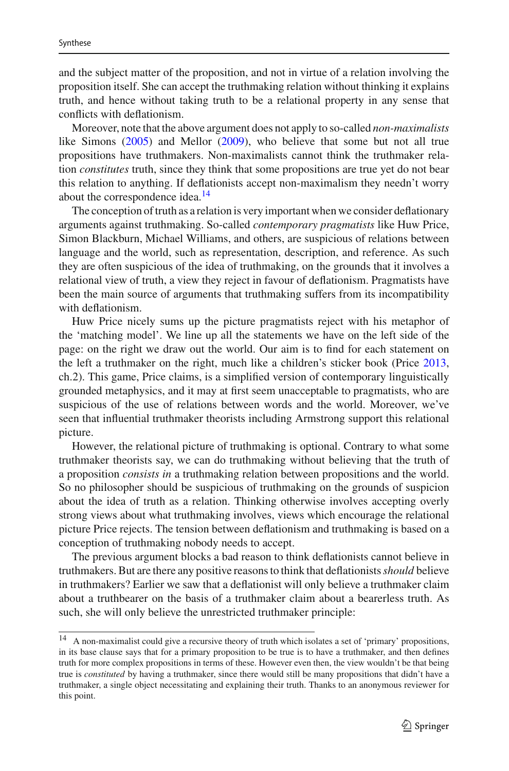and the subject matter of the proposition, and not in virtue of a relation involving the proposition itself. She can accept the truthmaking relation without thinking it explains truth, and hence without taking truth to be a relational property in any sense that conflicts with deflationism.

Moreover, note that the above argument does not apply to so-called *non-maximalists* like Simons (2005) and Mellor (2009), who believe that some but not all true propositions have truthmakers. Non-maximalists cannot think the truthmaker relation *constitutes* truth, since they think that some propositions are true yet do not bear this relation to anything. If deflationists accept non-maximalism they needn't worry about the correspondence idea.[14]

The conception of truth as a relation is very important when we consider deflationary arguments against truthmaking. So-called *contemporary pragmatists* like Huw Price, Simon Blackburn, Michael Williams, and others, are suspicious of relations between language and the world, such as representation, description, and reference. As such they are often suspicious of the idea of truthmaking, on the grounds that it involves a relational view of truth, a view they reject in favour of deflationism. Pragmatists have been the main source of arguments that truthmaking suffers from its incompatibility with deflationism.

Huw Price nicely sums up the picture pragmatists reject with his metaphor of the 'matching model'. We line up all the statements we have on the left side of the page: on the right we draw out the world. Our aim is to find for each statement on the left a truthmaker on the right, much like a children's sticker book (Price 2013, ch.2). This game, Price claims, is a simplified version of contemporary linguistically grounded metaphysics, and it may at first seem unacceptable to pragmatists, who are suspicious of the use of relations between words and the world. Moreover, we've seen that influential truthmaker theorists including Armstrong support this relational picture.

However, the relational picture of truthmaking is optional. Contrary to what some truthmaker theorists say, we can do truthmaking without believing that the truth of a proposition *consists in* a truthmaking relation between propositions and the world. So no philosopher should be suspicious of truthmaking on the grounds of suspicion about the idea of truth as a relation. Thinking otherwise involves accepting overly strong views about what truthmaking involves, views which encourage the relational picture Price rejects. The tension between deflationism and truthmaking is based on a conception of truthmaking nobody needs to accept.

The previous argument blocks a bad reason to think deflationists cannot believe in truthmakers. But are there any positive reasons to think that deflationists *should* believe in truthmakers? Earlier we saw that a deflationist will only believe a truthmaker claim about a truthbearer on the basis of a truthmaker claim about a bearerless truth. As such, she will only believe the unrestricted truthmaker principle:

---

[14] A non-maximalist could give a recursive theory of truth which isolates a set of 'primary' propositions, in its base clause says that for a primary proposition to be true is to have a truthmaker, and then defines truth for more complex propositions in terms of these. However even then, the view wouldn't be that being true is *constituted* by having a truthmaker, since there would still be many propositions that didn't have a truthmaker, a single object necessitating and explaining their truth. Thanks to an anonymous reviewer for this point.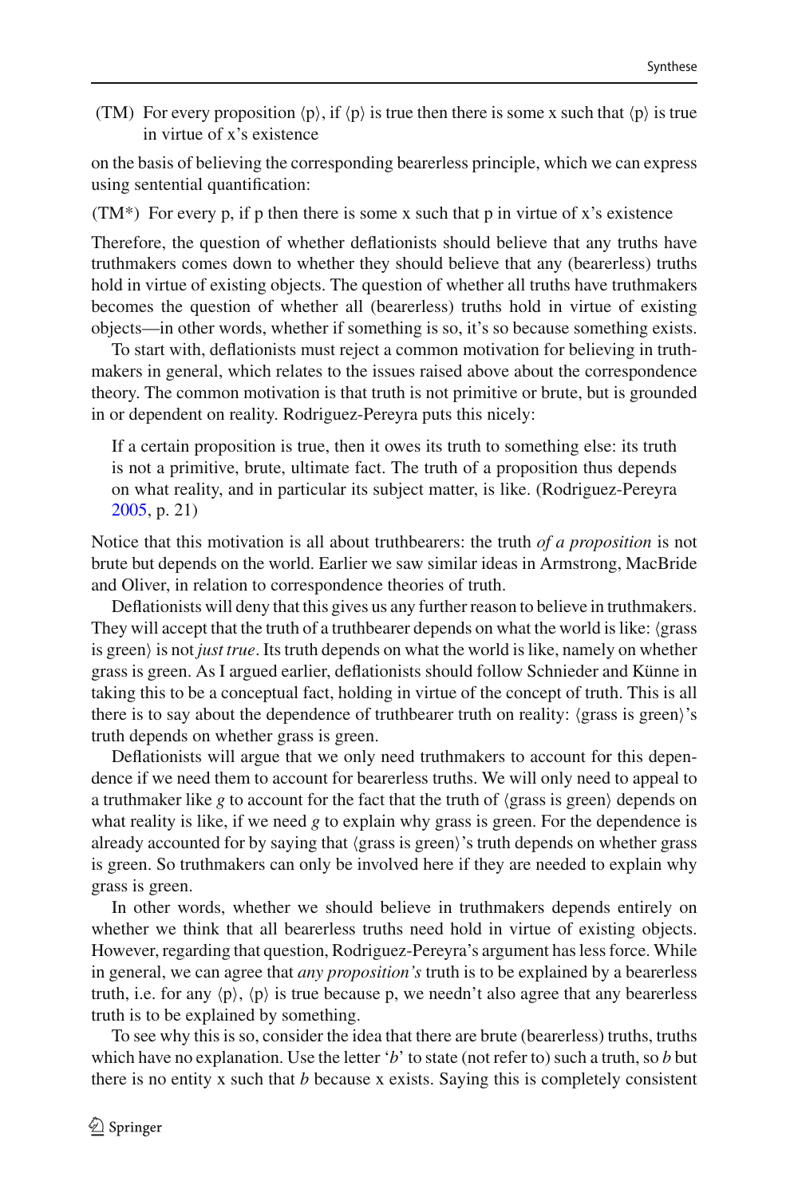(TM) For every proposition ⟨p⟩, if ⟨p⟩ is true then there is some x such that ⟨p⟩ is true in virtue of x's existence

on the basis of believing the corresponding bearerless principle, which we can express using sentential quantification:

(TM*) For every p, if p then there is some x such that p in virtue of x's existence

Therefore, the question of whether deflationists should believe that any truths have truthmakers comes down to whether they should believe that any (bearerless) truths hold in virtue of existing objects. The question of whether all truths have truthmakers becomes the question of whether all (bearerless) truths hold in virtue of existing objects—in other words, whether if something is so, it's so because something exists.

To start with, deflationists must reject a common motivation for believing in truthmakers in general, which relates to the issues raised above about the correspondence theory. The common motivation is that truth is not primitive or brute, but is grounded in or dependent on reality. Rodriguez-Pereyra puts this nicely:

> If a certain proposition is true, then it owes its truth to something else: its truth is not a primitive, brute, ultimate fact. The truth of a proposition thus depends on what reality, and in particular its subject matter, is like. (Rodriguez-Pereyra 2005, p. 21)

Notice that this motivation is all about truthbearers: the truth *of a proposition* is not brute but depends on the world. Earlier we saw similar ideas in Armstrong, MacBride and Oliver, in relation to correspondence theories of truth.

Deflationists will deny that this gives us any further reason to believe in truthmakers. They will accept that the truth of a truthbearer depends on what the world is like: ⟨grass is green⟩ is not *just true*. Its truth depends on what the world is like, namely on whether grass is green. As I argued earlier, deflationists should follow Schnieder and Künne in taking this to be a conceptual fact, holding in virtue of the concept of truth. This is all there is to say about the dependence of truthbearer truth on reality: ⟨grass is green⟩'s truth depends on whether grass is green.

Deflationists will argue that we only need truthmakers to account for this dependence if we need them to account for bearerless truths. We will only need to appeal to a truthmaker like *g* to account for the fact that the truth of ⟨grass is green⟩ depends on what reality is like, if we need *g* to explain why grass is green. For the dependence is already accounted for by saying that ⟨grass is green⟩'s truth depends on whether grass is green. So truthmakers can only be involved here if they are needed to explain why grass is green.

In other words, whether we should believe in truthmakers depends entirely on whether we think that all bearerless truths need hold in virtue of existing objects. However, regarding that question, Rodriguez-Pereyra's argument has less force. While in general, we can agree that *any proposition's* truth is to be explained by a bearerless truth, i.e. for any ⟨p⟩, ⟨p⟩ is true because p, we needn't also agree that any bearerless truth is to be explained by something.

To see why this is so, consider the idea that there are brute (bearerless) truths, truths which have no explanation. Use the letter '*b*' to state (not refer to) such a truth, so *b* but there is no entity x such that *b* because x exists. Saying this is completely consistent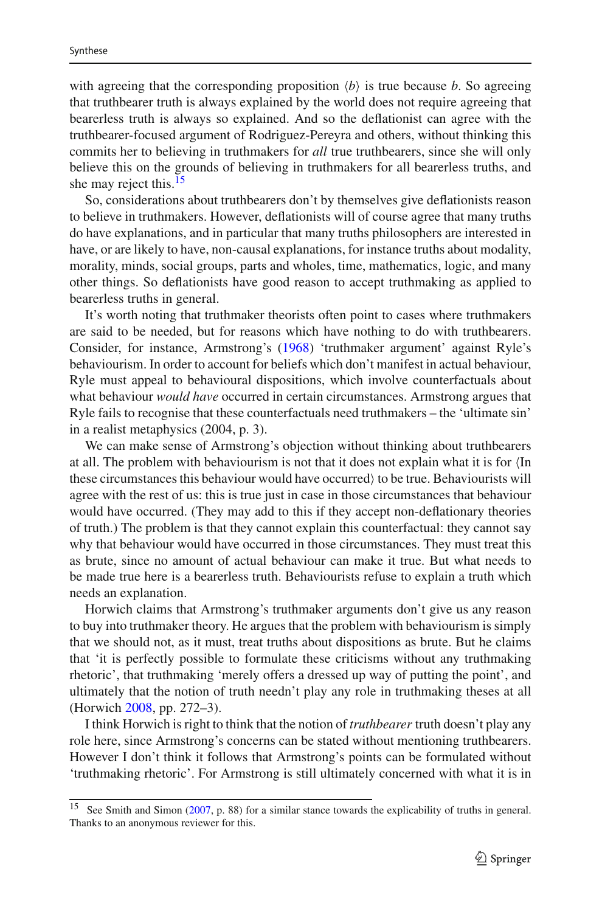with agreeing that the corresponding proposition ⟨*b*⟩ is true because *b*. So agreeing that truthbearer truth is always explained by the world does not require agreeing that bearerless truth is always so explained. And so the deflationist can agree with the truthbearer-focused argument of Rodriguez-Pereyra and others, without thinking this commits her to believing in truthmakers for *all* true truthbearers, since she will only believe this on the grounds of believing in truthmakers for all bearerless truths, and she may reject this.[15]

So, considerations about truthbearers don't by themselves give deflationists reason to believe in truthmakers. However, deflationists will of course agree that many truths do have explanations, and in particular that many truths philosophers are interested in have, or are likely to have, non-causal explanations, for instance truths about modality, morality, minds, social groups, parts and wholes, time, mathematics, logic, and many other things. So deflationists have good reason to accept truthmaking as applied to bearerless truths in general.

It's worth noting that truthmaker theorists often point to cases where truthmakers are said to be needed, but for reasons which have nothing to do with truthbearers. Consider, for instance, Armstrong's (1968) 'truthmaker argument' against Ryle's behaviourism. In order to account for beliefs which don't manifest in actual behaviour, Ryle must appeal to behavioural dispositions, which involve counterfactuals about what behaviour *would have* occurred in certain circumstances. Armstrong argues that Ryle fails to recognise that these counterfactuals need truthmakers – the 'ultimate sin' in a realist metaphysics (2004, p. 3).

We can make sense of Armstrong's objection without thinking about truthbearers at all. The problem with behaviourism is not that it does not explain what it is for ⟨In these circumstances this behaviour would have occurred⟩ to be true. Behaviourists will agree with the rest of us: this is true just in case in those circumstances that behaviour would have occurred. (They may add to this if they accept non-deflationary theories of truth.) The problem is that they cannot explain this counterfactual: they cannot say why that behaviour would have occurred in those circumstances. They must treat this as brute, since no amount of actual behaviour can make it true. But what needs to be made true here is a bearerless truth. Behaviourists refuse to explain a truth which needs an explanation.

Horwich claims that Armstrong's truthmaker arguments don't give us any reason to buy into truthmaker theory. He argues that the problem with behaviourism is simply that we should not, as it must, treat truths about dispositions as brute. But he claims that 'it is perfectly possible to formulate these criticisms without any truthmaking rhetoric', that truthmaking 'merely offers a dressed up way of putting the point', and ultimately that the notion of truth needn't play any role in truthmaking theses at all (Horwich 2008, pp. 272–3).

I think Horwich is right to think that the notion of *truthbearer* truth doesn't play any role here, since Armstrong's concerns can be stated without mentioning truthbearers. However I don't think it follows that Armstrong's points can be formulated without 'truthmaking rhetoric'. For Armstrong is still ultimately concerned with what it is in

[15] See Smith and Simon (2007, p. 88) for a similar stance towards the explicability of truths in general. Thanks to an anonymous reviewer for this.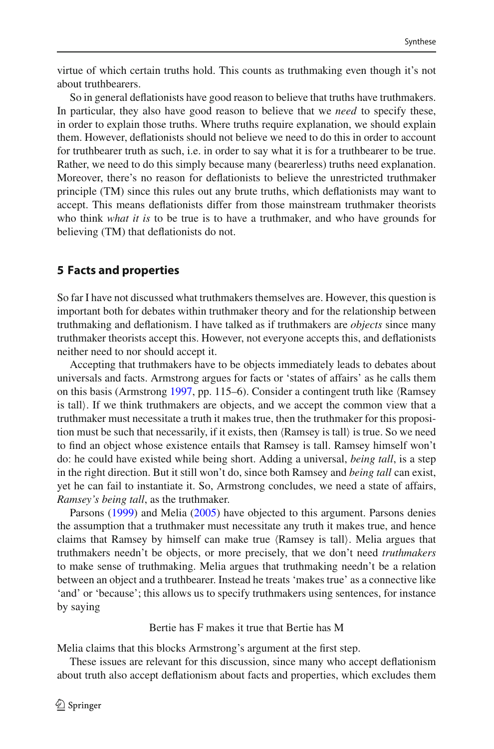virtue of which certain truths hold. This counts as truthmaking even though it's not about truthbearers.

So in general deflationists have good reason to believe that truths have truthmakers. In particular, they also have good reason to believe that we *need* to specify these, in order to explain those truths. Where truths require explanation, we should explain them. However, deflationists should not believe we need to do this in order to account for truthbearer truth as such, i.e. in order to say what it is for a truthbearer to be true. Rather, we need to do this simply because many (bearerless) truths need explanation. Moreover, there's no reason for deflationists to believe the unrestricted truthmaker principle (TM) since this rules out any brute truths, which deflationists may want to accept. This means deflationists differ from those mainstream truthmaker theorists who think *what it is* to be true is to have a truthmaker, and who have grounds for believing (TM) that deflationists do not.

## 5 Facts and properties

So far I have not discussed what truthmakers themselves are. However, this question is important both for debates within truthmaker theory and for the relationship between truthmaking and deflationism. I have talked as if truthmakers are *objects* since many truthmaker theorists accept this. However, not everyone accepts this, and deflationists neither need to nor should accept it.

Accepting that truthmakers have to be objects immediately leads to debates about universals and facts. Armstrong argues for facts or 'states of affairs' as he calls them on this basis (Armstrong 1997, pp. 115–6). Consider a contingent truth like ⟨Ramsey is tall⟩. If we think truthmakers are objects, and we accept the common view that a truthmaker must necessitate a truth it makes true, then the truthmaker for this proposition must be such that necessarily, if it exists, then ⟨Ramsey is tall⟩ is true. So we need to find an object whose existence entails that Ramsey is tall. Ramsey himself won't do: he could have existed while being short. Adding a universal, *being tall*, is a step in the right direction. But it still won't do, since both Ramsey and *being tall* can exist, yet he can fail to instantiate it. So, Armstrong concludes, we need a state of affairs, *Ramsey's being tall*, as the truthmaker.

Parsons (1999) and Melia (2005) have objected to this argument. Parsons denies the assumption that a truthmaker must necessitate any truth it makes true, and hence claims that Ramsey by himself can make true ⟨Ramsey is tall⟩. Melia argues that truthmakers needn't be objects, or more precisely, that we don't need *truthmakers* to make sense of truthmaking. Melia argues that truthmaking needn't be a relation between an object and a truthbearer. Instead he treats 'makes true' as a connective like 'and' or 'because'; this allows us to specify truthmakers using sentences, for instance by saying

Bertie has F makes it true that Bertie has M

Melia claims that this blocks Armstrong's argument at the first step.

These issues are relevant for this discussion, since many who accept deflationism about truth also accept deflationism about facts and properties, which excludes them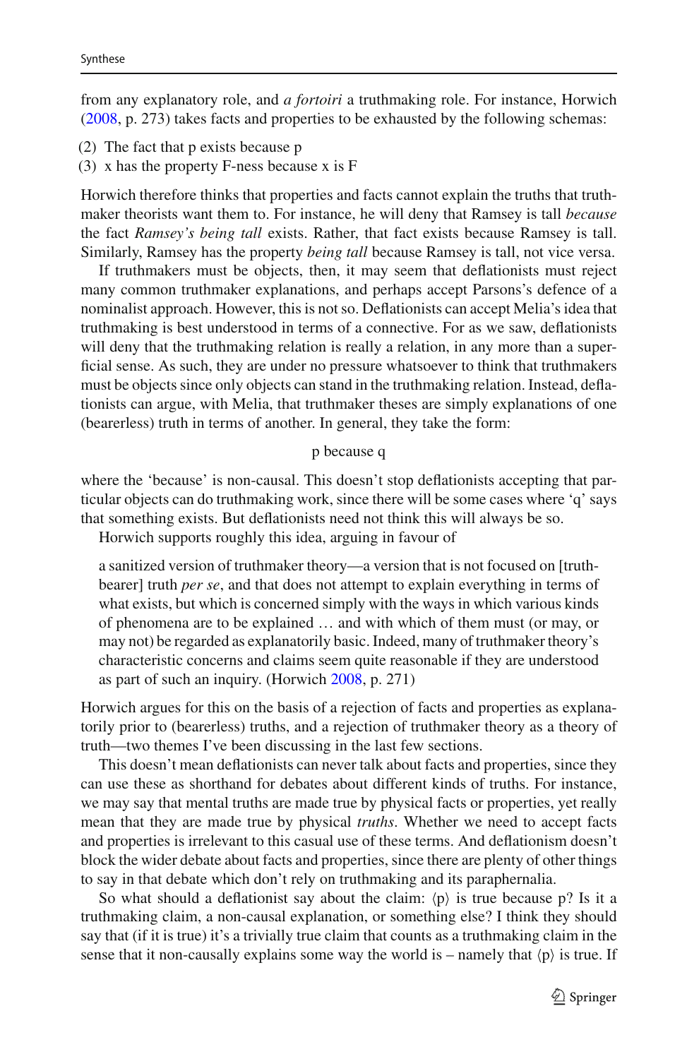from any explanatory role, and *a fortoiri* a truthmaking role. For instance, Horwich (2008, p. 273) takes facts and properties to be exhausted by the following schemas:

(2) The fact that p exists because p
(3) x has the property F-ness because x is F

Horwich therefore thinks that properties and facts cannot explain the truths that truthmaker theorists want them to. For instance, he will deny that Ramsey is tall *because* the fact *Ramsey's being tall* exists. Rather, that fact exists because Ramsey is tall. Similarly, Ramsey has the property *being tall* because Ramsey is tall, not vice versa.

If truthmakers must be objects, then, it may seem that deflationists must reject many common truthmaker explanations, and perhaps accept Parsons's defence of a nominalist approach. However, this is not so. Deflationists can accept Melia's idea that truthmaking is best understood in terms of a connective. For as we saw, deflationists will deny that the truthmaking relation is really a relation, in any more than a superficial sense. As such, they are under no pressure whatsoever to think that truthmakers must be objects since only objects can stand in the truthmaking relation. Instead, deflationists can argue, with Melia, that truthmaker theses are simply explanations of one (bearerless) truth in terms of another. In general, they take the form:

p because q

where the 'because' is non-causal. This doesn't stop deflationists accepting that particular objects can do truthmaking work, since there will be some cases where 'q' says that something exists. But deflationists need not think this will always be so.

Horwich supports roughly this idea, arguing in favour of

> a sanitized version of truthmaker theory—a version that is not focused on [truthbearer] truth *per se*, and that does not attempt to explain everything in terms of what exists, but which is concerned simply with the ways in which various kinds of phenomena are to be explained … and with which of them must (or may, or may not) be regarded as explanatorily basic. Indeed, many of truthmaker theory's characteristic concerns and claims seem quite reasonable if they are understood as part of such an inquiry. (Horwich 2008, p. 271)

Horwich argues for this on the basis of a rejection of facts and properties as explanatorily prior to (bearerless) truths, and a rejection of truthmaker theory as a theory of truth—two themes I've been discussing in the last few sections.

This doesn't mean deflationists can never talk about facts and properties, since they can use these as shorthand for debates about different kinds of truths. For instance, we may say that mental truths are made true by physical facts or properties, yet really mean that they are made true by physical *truths*. Whether we need to accept facts and properties is irrelevant to this casual use of these terms. And deflationism doesn't block the wider debate about facts and properties, since there are plenty of other things to say in that debate which don't rely on truthmaking and its paraphernalia.

So what should a deflationist say about the claim: ⟨p⟩ is true because p? Is it a truthmaking claim, a non-causal explanation, or something else? I think they should say that (if it is true) it's a trivially true claim that counts as a truthmaking claim in the sense that it non-causally explains some way the world is – namely that ⟨p⟩ is true. If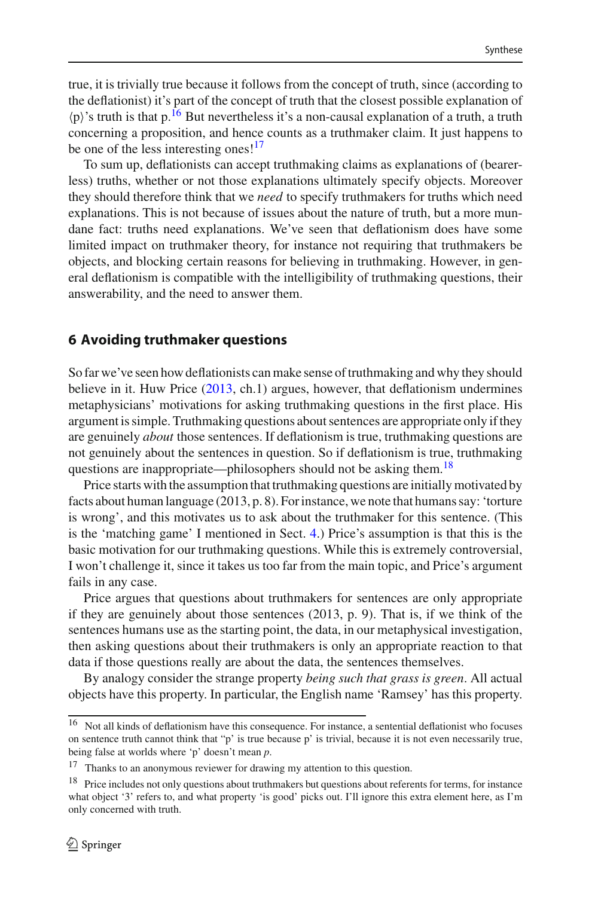true, it is trivially true because it follows from the concept of truth, since (according to the deflationist) it's part of the concept of truth that the closest possible explanation of ⟨p⟩'s truth is that p.[16] But nevertheless it's a non-causal explanation of a truth, a truth concerning a proposition, and hence counts as a truthmaker claim. It just happens to be one of the less interesting ones![17]

To sum up, deflationists can accept truthmaking claims as explanations of (bearer-less) truths, whether or not those explanations ultimately specify objects. Moreover they should therefore think that we *need* to specify truthmakers for truths which need explanations. This is not because of issues about the nature of truth, but a more mundane fact: truths need explanations. We've seen that deflationism does have some limited impact on truthmaker theory, for instance not requiring that truthmakers be objects, and blocking certain reasons for believing in truthmaking. However, in general deflationism is compatible with the intelligibility of truthmaking questions, their answerability, and the need to answer them.

## 6 Avoiding truthmaker questions

So far we've seen how deflationists can make sense of truthmaking and why they should believe in it. Huw Price (2013, ch.1) argues, however, that deflationism undermines metaphysicians' motivations for asking truthmaking questions in the first place. His argument is simple. Truthmaking questions about sentences are appropriate only if they are genuinely *about* those sentences. If deflationism is true, truthmaking questions are not genuinely about the sentences in question. So if deflationism is true, truthmaking questions are inappropriate—philosophers should not be asking them.[18]

Price starts with the assumption that truthmaking questions are initially motivated by facts about human language (2013, p. 8). For instance, we note that humans say: 'torture is wrong', and this motivates us to ask about the truthmaker for this sentence. (This is the 'matching game' I mentioned in Sect. 4.) Price's assumption is that this is the basic motivation for our truthmaking questions. While this is extremely controversial, I won't challenge it, since it takes us too far from the main topic, and Price's argument fails in any case.

Price argues that questions about truthmakers for sentences are only appropriate if they are genuinely about those sentences (2013, p. 9). That is, if we think of the sentences humans use as the starting point, the data, in our metaphysical investigation, then asking questions about their truthmakers is only an appropriate reaction to that data if those questions really are about the data, the sentences themselves.

By analogy consider the strange property *being such that grass is green*. All actual objects have this property. In particular, the English name 'Ramsey' has this property.

---

[16] Not all kinds of deflationism have this consequence. For instance, a sentential deflationist who focuses on sentence truth cannot think that "'p' is true because p" is trivial, because it is not even necessarily true, being false at worlds where 'p' doesn't mean *p*.

[17] Thanks to an anonymous reviewer for drawing my attention to this question.

[18] Price includes not only questions about truthmakers but questions about referents for terms, for instance what object '3' refers to, and what property 'is good' picks out. I'll ignore this extra element here, as I'm only concerned with truth.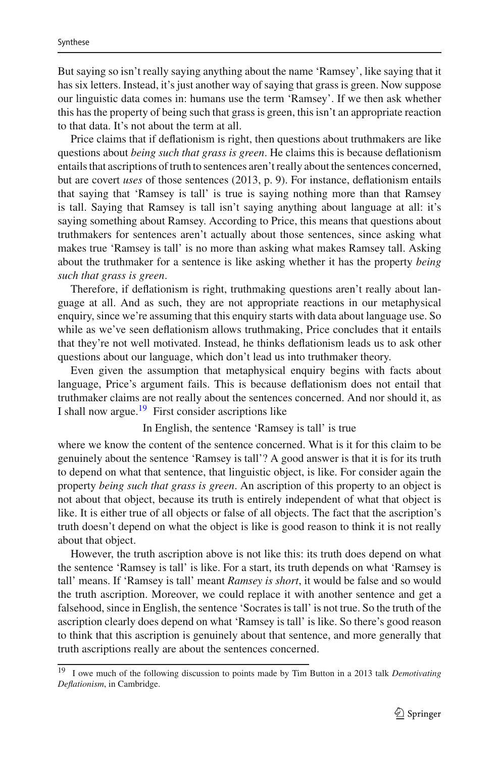But saying so isn't really saying anything about the name 'Ramsey', like saying that it has six letters. Instead, it's just another way of saying that grass is green. Now suppose our linguistic data comes in: humans use the term 'Ramsey'. If we then ask whether this has the property of being such that grass is green, this isn't an appropriate reaction to that data. It's not about the term at all.

Price claims that if deflationism is right, then questions about truthmakers are like questions about *being such that grass is green*. He claims this is because deflationism entails that ascriptions of truth to sentences aren't really about the sentences concerned, but are covert *uses* of those sentences (2013, p. 9). For instance, deflationism entails that saying that 'Ramsey is tall' is true is saying nothing more than that Ramsey is tall. Saying that Ramsey is tall isn't saying anything about language at all: it's saying something about Ramsey. According to Price, this means that questions about truthmakers for sentences aren't actually about those sentences, since asking what makes true 'Ramsey is tall' is no more than asking what makes Ramsey tall. Asking about the truthmaker for a sentence is like asking whether it has the property *being such that grass is green*.

Therefore, if deflationism is right, truthmaking questions aren't really about language at all. And as such, they are not appropriate reactions in our metaphysical enquiry, since we're assuming that this enquiry starts with data about language use. So while as we've seen deflationism allows truthmaking, Price concludes that it entails that they're not well motivated. Instead, he thinks deflationism leads us to ask other questions about our language, which don't lead us into truthmaker theory.

Even given the assumption that metaphysical enquiry begins with facts about language, Price's argument fails. This is because deflationism does not entail that truthmaker claims are not really about the sentences concerned. And nor should it, as I shall now argue.[19] First consider ascriptions like

In English, the sentence 'Ramsey is tall' is true

where we know the content of the sentence concerned. What is it for this claim to be genuinely about the sentence 'Ramsey is tall'? A good answer is that it is for its truth to depend on what that sentence, that linguistic object, is like. For consider again the property *being such that grass is green*. An ascription of this property to an object is not about that object, because its truth is entirely independent of what that object is like. It is either true of all objects or false of all objects. The fact that the ascription's truth doesn't depend on what the object is like is good reason to think it is not really about that object.

However, the truth ascription above is not like this: its truth does depend on what the sentence 'Ramsey is tall' is like. For a start, its truth depends on what 'Ramsey is tall' means. If 'Ramsey is tall' meant *Ramsey is short*, it would be false and so would the truth ascription. Moreover, we could replace it with another sentence and get a falsehood, since in English, the sentence 'Socrates is tall' is not true. So the truth of the ascription clearly does depend on what 'Ramsey is tall' is like. So there's good reason to think that this ascription is genuinely about that sentence, and more generally that truth ascriptions really are about the sentences concerned.

[19] I owe much of the following discussion to points made by Tim Button in a 2013 talk *Demotivating Deflationism*, in Cambridge.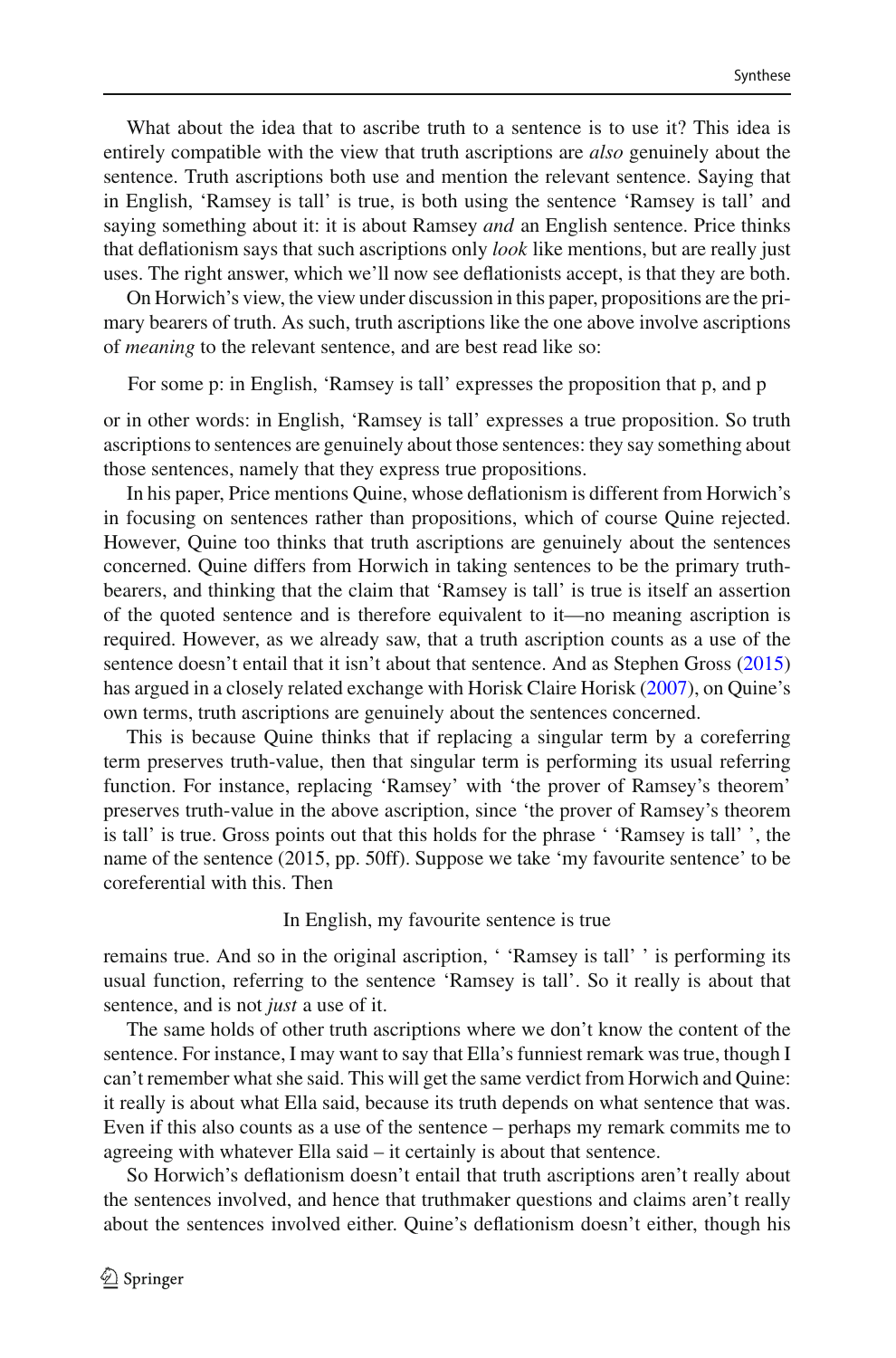What about the idea that to ascribe truth to a sentence is to use it? This idea is entirely compatible with the view that truth ascriptions are *also* genuinely about the sentence. Truth ascriptions both use and mention the relevant sentence. Saying that in English, 'Ramsey is tall' is true, is both using the sentence 'Ramsey is tall' and saying something about it: it is about Ramsey *and* an English sentence. Price thinks that deflationism says that such ascriptions only *look* like mentions, but are really just uses. The right answer, which we'll now see deflationists accept, is that they are both.

On Horwich's view, the view under discussion in this paper, propositions are the primary bearers of truth. As such, truth ascriptions like the one above involve ascriptions of *meaning* to the relevant sentence, and are best read like so:

For some p: in English, 'Ramsey is tall' expresses the proposition that p, and p

or in other words: in English, 'Ramsey is tall' expresses a true proposition. So truth ascriptions to sentences are genuinely about those sentences: they say something about those sentences, namely that they express true propositions.

In his paper, Price mentions Quine, whose deflationism is different from Horwich's in focusing on sentences rather than propositions, which of course Quine rejected. However, Quine too thinks that truth ascriptions are genuinely about the sentences concerned. Quine differs from Horwich in taking sentences to be the primary truth-bearers, and thinking that the claim that 'Ramsey is tall' is true is itself an assertion of the quoted sentence and is therefore equivalent to it—no meaning ascription is required. However, as we already saw, that a truth ascription counts as a use of the sentence doesn't entail that it isn't about that sentence. And as Stephen Gross (2015) has argued in a closely related exchange with Horisk Claire Horisk (2007), on Quine's own terms, truth ascriptions are genuinely about the sentences concerned.

This is because Quine thinks that if replacing a singular term by a coreferring term preserves truth-value, then that singular term is performing its usual referring function. For instance, replacing 'Ramsey' with 'the prover of Ramsey's theorem' preserves truth-value in the above ascription, since 'the prover of Ramsey's theorem is tall' is true. Gross points out that this holds for the phrase ' 'Ramsey is tall' ', the name of the sentence (2015, pp. 50ff). Suppose we take 'my favourite sentence' to be coreferential with this. Then

In English, my favourite sentence is true

remains true. And so in the original ascription, ' 'Ramsey is tall' ' is performing its usual function, referring to the sentence 'Ramsey is tall'. So it really is about that sentence, and is not *just* a use of it.

The same holds of other truth ascriptions where we don't know the content of the sentence. For instance, I may want to say that Ella's funniest remark was true, though I can't remember what she said. This will get the same verdict from Horwich and Quine: it really is about what Ella said, because its truth depends on what sentence that was. Even if this also counts as a use of the sentence – perhaps my remark commits me to agreeing with whatever Ella said – it certainly is about that sentence.

So Horwich's deflationism doesn't entail that truth ascriptions aren't really about the sentences involved, and hence that truthmaker questions and claims aren't really about the sentences involved either. Quine's deflationism doesn't either, though his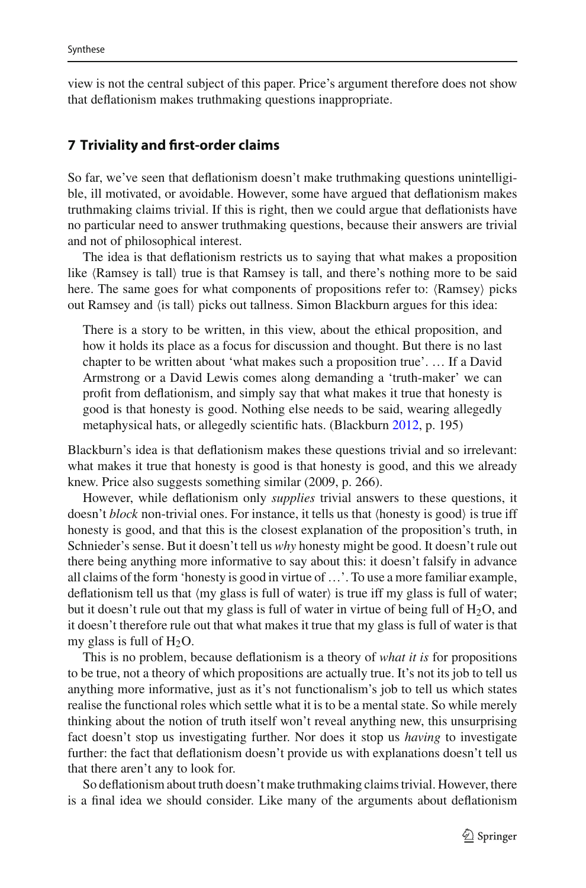view is not the central subject of this paper. Price's argument therefore does not show that deflationism makes truthmaking questions inappropriate.

## 7 Triviality and first-order claims

So far, we've seen that deflationism doesn't make truthmaking questions unintelligible, ill motivated, or avoidable. However, some have argued that deflationism makes truthmaking claims trivial. If this is right, then we could argue that deflationists have no particular need to answer truthmaking questions, because their answers are trivial and not of philosophical interest.

The idea is that deflationism restricts us to saying that what makes a proposition like ⟨Ramsey is tall⟩ true is that Ramsey is tall, and there's nothing more to be said here. The same goes for what components of propositions refer to: ⟨Ramsey⟩ picks out Ramsey and ⟨is tall⟩ picks out tallness. Simon Blackburn argues for this idea:

> There is a story to be written, in this view, about the ethical proposition, and how it holds its place as a focus for discussion and thought. But there is no last chapter to be written about 'what makes such a proposition true'. … If a David Armstrong or a David Lewis comes along demanding a 'truth-maker' we can profit from deflationism, and simply say that what makes it true that honesty is good is that honesty is good. Nothing else needs to be said, wearing allegedly metaphysical hats, or allegedly scientific hats. (Blackburn 2012, p. 195)

Blackburn's idea is that deflationism makes these questions trivial and so irrelevant: what makes it true that honesty is good is that honesty is good, and this we already knew. Price also suggests something similar (2009, p. 266).

However, while deflationism only *supplies* trivial answers to these questions, it doesn't *block* non-trivial ones. For instance, it tells us that ⟨honesty is good⟩ is true iff honesty is good, and that this is the closest explanation of the proposition's truth, in Schnieder's sense. But it doesn't tell us *why* honesty might be good. It doesn't rule out there being anything more informative to say about this: it doesn't falsify in advance all claims of the form 'honesty is good in virtue of …'. To use a more familiar example, deflationism tell us that ⟨my glass is full of water⟩ is true iff my glass is full of water; but it doesn't rule out that my glass is full of water in virtue of being full of $H_2O$, and it doesn't therefore rule out that what makes it true that my glass is full of water is that my glass is full of $H_2O$.

This is no problem, because deflationism is a theory of *what it is* for propositions to be true, not a theory of which propositions are actually true. It's not its job to tell us anything more informative, just as it's not functionalism's job to tell us which states realise the functional roles which settle what it is to be a mental state. So while merely thinking about the notion of truth itself won't reveal anything new, this unsurprising fact doesn't stop us investigating further. Nor does it stop us *having* to investigate further: the fact that deflationism doesn't provide us with explanations doesn't tell us that there aren't any to look for.

So deflationism about truth doesn't make truthmaking claims trivial. However, there is a final idea we should consider. Like many of the arguments about deflationism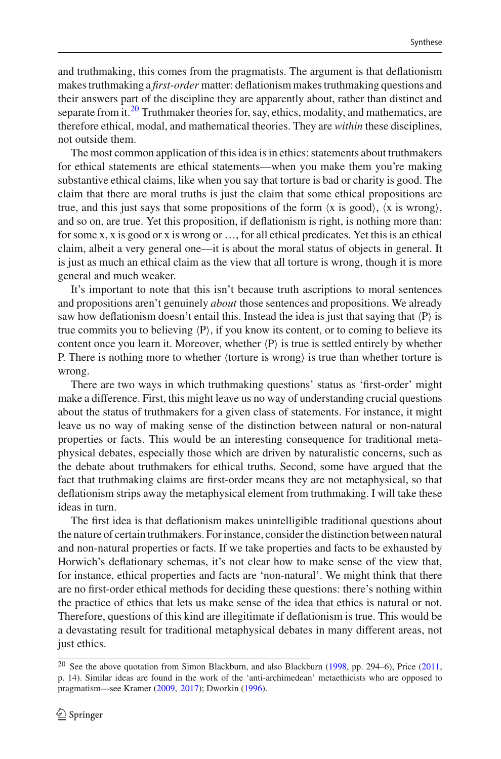and truthmaking, this comes from the pragmatists. The argument is that deflationism makes truthmaking a *first-order* matter: deflationism makes truthmaking questions and their answers part of the discipline they are apparently about, rather than distinct and separate from it.[20] Truthmaker theories for, say, ethics, modality, and mathematics, are therefore ethical, modal, and mathematical theories. They are *within* these disciplines, not outside them.

The most common application of this idea is in ethics: statements about truthmakers for ethical statements are ethical statements—when you make them you're making substantive ethical claims, like when you say that torture is bad or charity is good. The claim that there are moral truths is just the claim that some ethical propositions are true, and this just says that some propositions of the form ⟨x is good⟩, ⟨x is wrong⟩, and so on, are true. Yet this proposition, if deflationism is right, is nothing more than: for some x, x is good or x is wrong or …, for all ethical predicates. Yet this is an ethical claim, albeit a very general one—it is about the moral status of objects in general. It is just as much an ethical claim as the view that all torture is wrong, though it is more general and much weaker.

It's important to note that this isn't because truth ascriptions to moral sentences and propositions aren't genuinely *about* those sentences and propositions. We already saw how deflationism doesn't entail this. Instead the idea is just that saying that ⟨P⟩ is true commits you to believing ⟨P⟩, if you know its content, or to coming to believe its content once you learn it. Moreover, whether ⟨P⟩ is true is settled entirely by whether P. There is nothing more to whether ⟨torture is wrong⟩ is true than whether torture is wrong.

There are two ways in which truthmaking questions' status as 'first-order' might make a difference. First, this might leave us no way of understanding crucial questions about the status of truthmakers for a given class of statements. For instance, it might leave us no way of making sense of the distinction between natural or non-natural properties or facts. This would be an interesting consequence for traditional metaphysical debates, especially those which are driven by naturalistic concerns, such as the debate about truthmakers for ethical truths. Second, some have argued that the fact that truthmaking claims are first-order means they are not metaphysical, so that deflationism strips away the metaphysical element from truthmaking. I will take these ideas in turn.

The first idea is that deflationism makes unintelligible traditional questions about the nature of certain truthmakers. For instance, consider the distinction between natural and non-natural properties or facts. If we take properties and facts to be exhausted by Horwich's deflationary schemas, it's not clear how to make sense of the view that, for instance, ethical properties and facts are 'non-natural'. We might think that there are no first-order ethical methods for deciding these questions: there's nothing within the practice of ethics that lets us make sense of the idea that ethics is natural or not. Therefore, questions of this kind are illegitimate if deflationism is true. This would be a devastating result for traditional metaphysical debates in many different areas, not just ethics.

[20] See the above quotation from Simon Blackburn, and also Blackburn (1998, pp. 294–6), Price (2011, p. 14). Similar ideas are found in the work of the 'anti-archimedean' metaethicists who are opposed to pragmatism—see Kramer (2009, 2017); Dworkin (1996).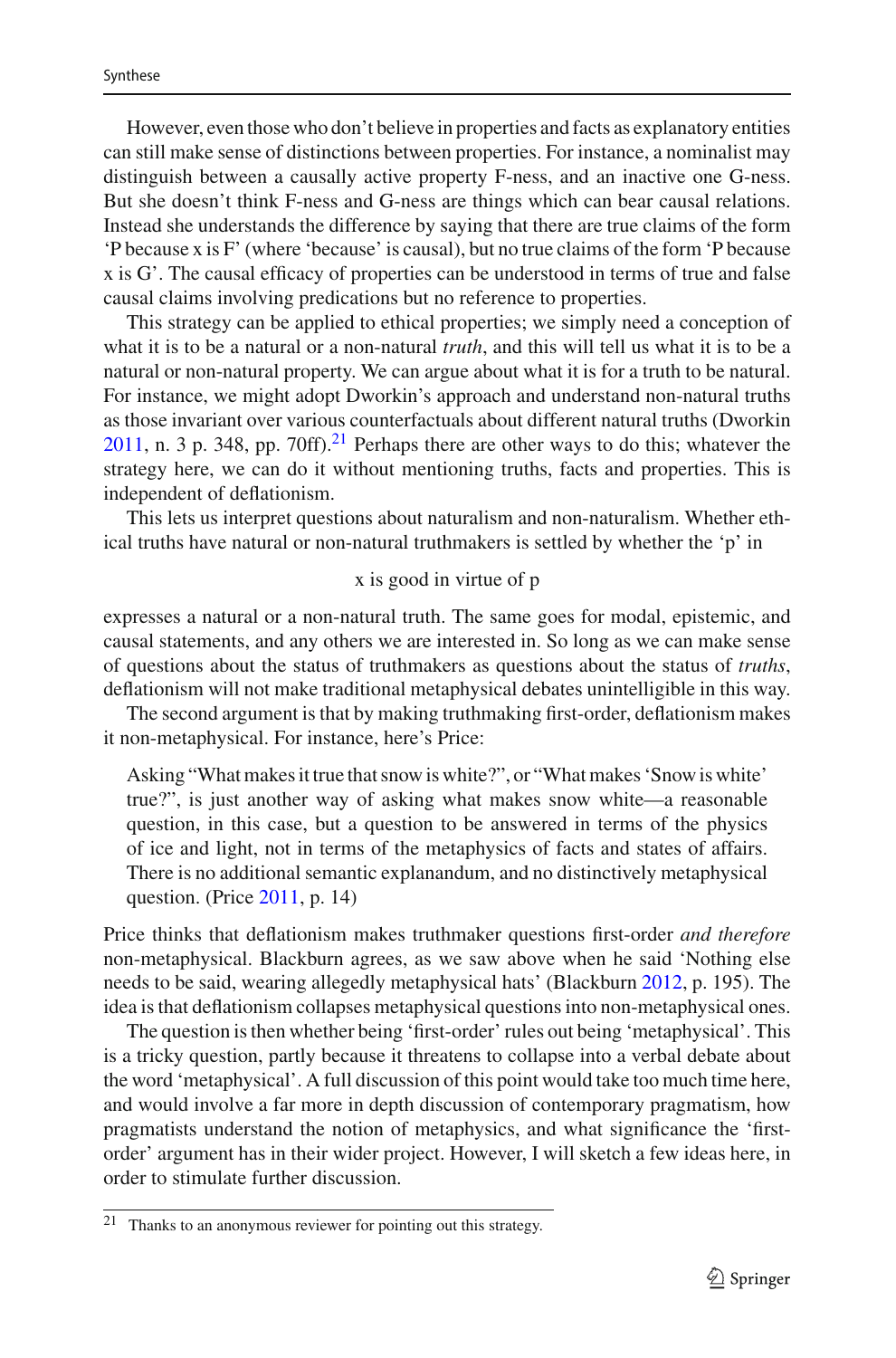However, even those who don't believe in properties and facts as explanatory entities can still make sense of distinctions between properties. For instance, a nominalist may distinguish between a causally active property F-ness, and an inactive one G-ness. But she doesn't think F-ness and G-ness are things which can bear causal relations. Instead she understands the difference by saying that there are true claims of the form 'P because x is F' (where 'because' is causal), but no true claims of the form 'P because x is G'. The causal efficacy of properties can be understood in terms of true and false causal claims involving predications but no reference to properties.

This strategy can be applied to ethical properties; we simply need a conception of what it is to be a natural or a non-natural *truth*, and this will tell us what it is to be a natural or non-natural property. We can argue about what it is for a truth to be natural. For instance, we might adopt Dworkin's approach and understand non-natural truths as those invariant over various counterfactuals about different natural truths (Dworkin 2011, n. 3 p. 348, pp. 70ff).[21] Perhaps there are other ways to do this; whatever the strategy here, we can do it without mentioning truths, facts and properties. This is independent of deflationism.

This lets us interpret questions about naturalism and non-naturalism. Whether ethical truths have natural or non-natural truthmakers is settled by whether the 'p' in

x is good in virtue of p

expresses a natural or a non-natural truth. The same goes for modal, epistemic, and causal statements, and any others we are interested in. So long as we can make sense of questions about the status of truthmakers as questions about the status of *truths*, deflationism will not make traditional metaphysical debates unintelligible in this way.

The second argument is that by making truthmaking first-order, deflationism makes it non-metaphysical. For instance, here's Price:

> Asking "What makes it true that snow is white?", or "What makes 'Snow is white' true?", is just another way of asking what makes snow white—a reasonable question, in this case, but a question to be answered in terms of the physics of ice and light, not in terms of the metaphysics of facts and states of affairs. There is no additional semantic explanandum, and no distinctively metaphysical question. (Price 2011, p. 14)

Price thinks that deflationism makes truthmaker questions first-order *and therefore* non-metaphysical. Blackburn agrees, as we saw above when he said 'Nothing else needs to be said, wearing allegedly metaphysical hats' (Blackburn 2012, p. 195). The idea is that deflationism collapses metaphysical questions into non-metaphysical ones.

The question is then whether being 'first-order' rules out being 'metaphysical'. This is a tricky question, partly because it threatens to collapse into a verbal debate about the word 'metaphysical'. A full discussion of this point would take too much time here, and would involve a far more in depth discussion of contemporary pragmatism, how pragmatists understand the notion of metaphysics, and what significance the 'first-order' argument has in their wider project. However, I will sketch a few ideas here, in order to stimulate further discussion.

[21] Thanks to an anonymous reviewer for pointing out this strategy.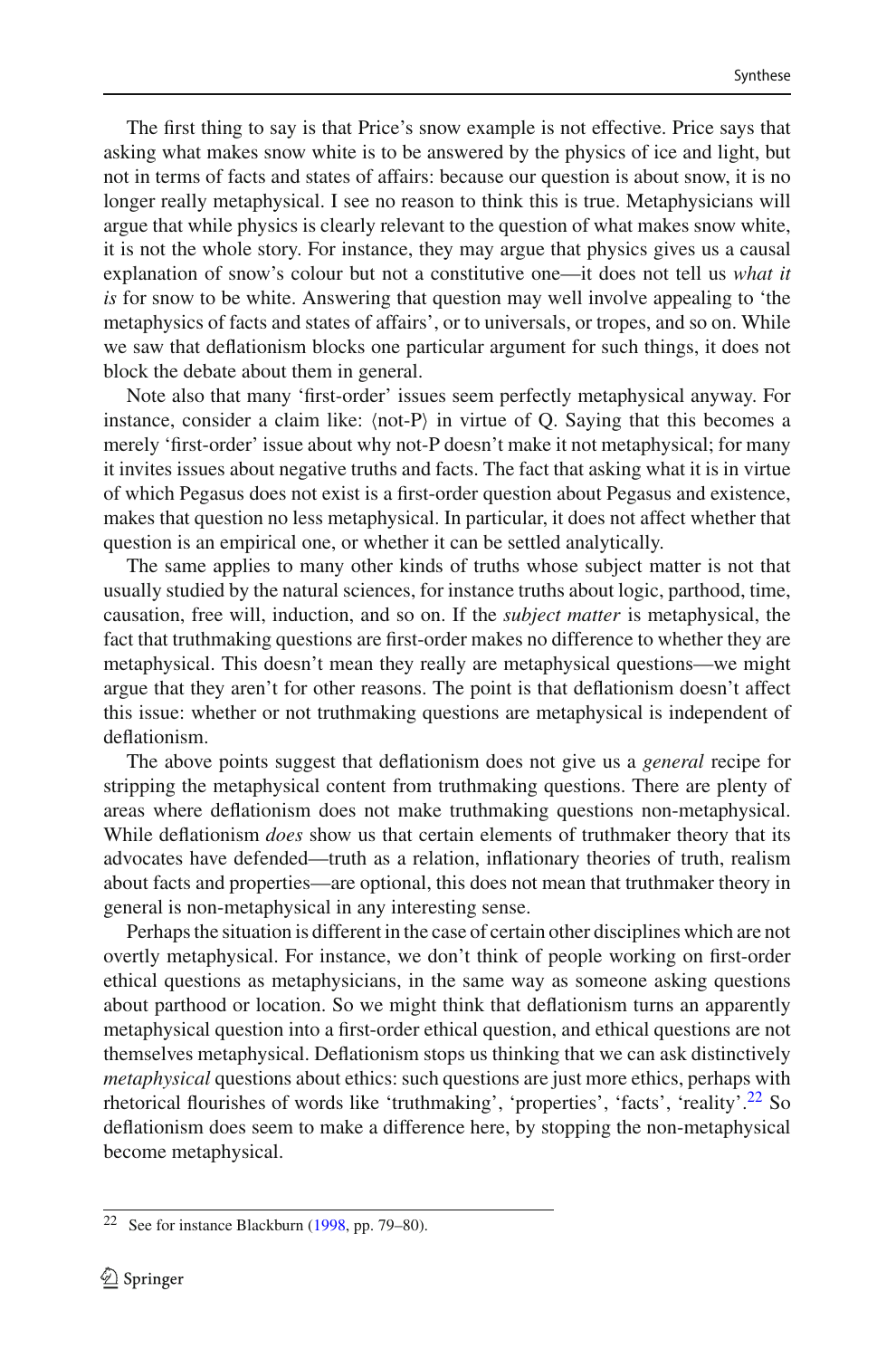The first thing to say is that Price's snow example is not effective. Price says that asking what makes snow white is to be answered by the physics of ice and light, but not in terms of facts and states of affairs: because our question is about snow, it is no longer really metaphysical. I see no reason to think this is true. Metaphysicians will argue that while physics is clearly relevant to the question of what makes snow white, it is not the whole story. For instance, they may argue that physics gives us a causal explanation of snow's colour but not a constitutive one—it does not tell us *what it is* for snow to be white. Answering that question may well involve appealing to 'the metaphysics of facts and states of affairs', or to universals, or tropes, and so on. While we saw that deflationism blocks one particular argument for such things, it does not block the debate about them in general.

Note also that many 'first-order' issues seem perfectly metaphysical anyway. For instance, consider a claim like: ⟨not-P⟩ in virtue of Q. Saying that this becomes a merely 'first-order' issue about why not-P doesn't make it not metaphysical; for many it invites issues about negative truths and facts. The fact that asking what it is in virtue of which Pegasus does not exist is a first-order question about Pegasus and existence, makes that question no less metaphysical. In particular, it does not affect whether that question is an empirical one, or whether it can be settled analytically.

The same applies to many other kinds of truths whose subject matter is not that usually studied by the natural sciences, for instance truths about logic, parthood, time, causation, free will, induction, and so on. If the *subject matter* is metaphysical, the fact that truthmaking questions are first-order makes no difference to whether they are metaphysical. This doesn't mean they really are metaphysical questions—we might argue that they aren't for other reasons. The point is that deflationism doesn't affect this issue: whether or not truthmaking questions are metaphysical is independent of deflationism.

The above points suggest that deflationism does not give us a *general* recipe for stripping the metaphysical content from truthmaking questions. There are plenty of areas where deflationism does not make truthmaking questions non-metaphysical. While deflationism *does* show us that certain elements of truthmaker theory that its advocates have defended—truth as a relation, inflationary theories of truth, realism about facts and properties—are optional, this does not mean that truthmaker theory in general is non-metaphysical in any interesting sense.

Perhaps the situation is different in the case of certain other disciplines which are not overtly metaphysical. For instance, we don't think of people working on first-order ethical questions as metaphysicians, in the same way as someone asking questions about parthood or location. So we might think that deflationism turns an apparently metaphysical question into a first-order ethical question, and ethical questions are not themselves metaphysical. Deflationism stops us thinking that we can ask distinctively *metaphysical* questions about ethics: such questions are just more ethics, perhaps with rhetorical flourishes of words like 'truthmaking', 'properties', 'facts', 'reality'.[22] So deflationism does seem to make a difference here, by stopping the non-metaphysical become metaphysical.

---

[22] See for instance Blackburn (1998, pp. 79–80).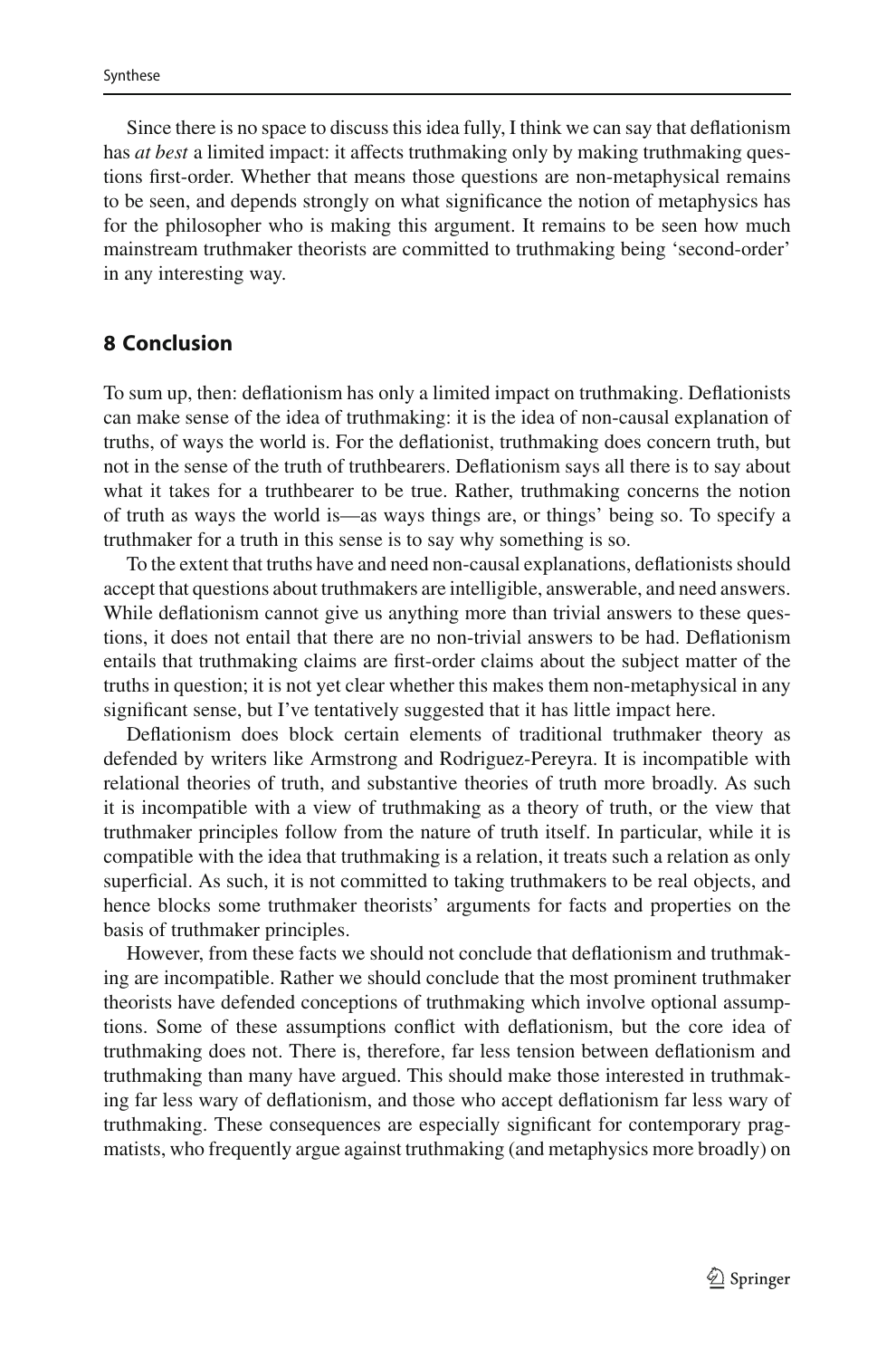Since there is no space to discuss this idea fully, I think we can say that deflationism has *at best* a limited impact: it affects truthmaking only by making truthmaking questions first-order. Whether that means those questions are non-metaphysical remains to be seen, and depends strongly on what significance the notion of metaphysics has for the philosopher who is making this argument. It remains to be seen how much mainstream truthmaker theorists are committed to truthmaking being 'second-order' in any interesting way.

## 8 Conclusion

To sum up, then: deflationism has only a limited impact on truthmaking. Deflationists can make sense of the idea of truthmaking: it is the idea of non-causal explanation of truths, of ways the world is. For the deflationist, truthmaking does concern truth, but not in the sense of the truth of truthbearers. Deflationism says all there is to say about what it takes for a truthbearer to be true. Rather, truthmaking concerns the notion of truth as ways the world is—as ways things are, or things' being so. To specify a truthmaker for a truth in this sense is to say why something is so.

To the extent that truths have and need non-causal explanations, deflationists should accept that questions about truthmakers are intelligible, answerable, and need answers. While deflationism cannot give us anything more than trivial answers to these questions, it does not entail that there are no non-trivial answers to be had. Deflationism entails that truthmaking claims are first-order claims about the subject matter of the truths in question; it is not yet clear whether this makes them non-metaphysical in any significant sense, but I've tentatively suggested that it has little impact here.

Deflationism does block certain elements of traditional truthmaker theory as defended by writers like Armstrong and Rodriguez-Pereyra. It is incompatible with relational theories of truth, and substantive theories of truth more broadly. As such it is incompatible with a view of truthmaking as a theory of truth, or the view that truthmaker principles follow from the nature of truth itself. In particular, while it is compatible with the idea that truthmaking is a relation, it treats such a relation as only superficial. As such, it is not committed to taking truthmakers to be real objects, and hence blocks some truthmaker theorists' arguments for facts and properties on the basis of truthmaker principles.

However, from these facts we should not conclude that deflationism and truthmaking are incompatible. Rather we should conclude that the most prominent truthmaker theorists have defended conceptions of truthmaking which involve optional assumptions. Some of these assumptions conflict with deflationism, but the core idea of truthmaking does not. There is, therefore, far less tension between deflationism and truthmaking than many have argued. This should make those interested in truthmaking far less wary of deflationism, and those who accept deflationism far less wary of truthmaking. These consequences are especially significant for contemporary pragmatists, who frequently argue against truthmaking (and metaphysics more broadly) on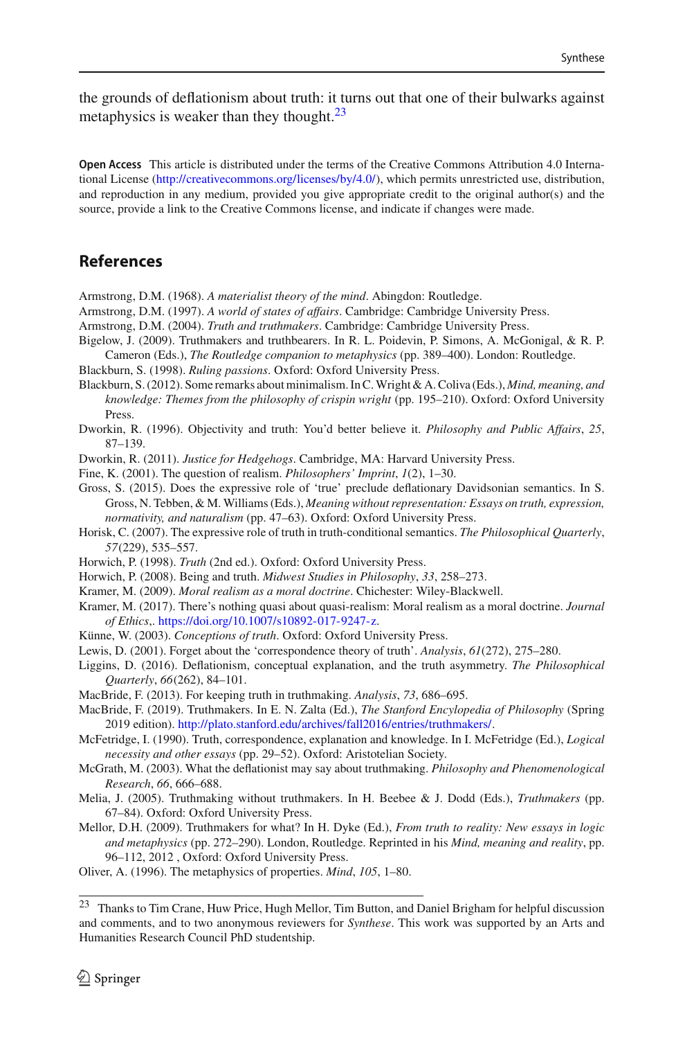the grounds of deflationism about truth: it turns out that one of their bulwarks against metaphysics is weaker than they thought.[23]

**Open Access** This article is distributed under the terms of the Creative Commons Attribution 4.0 International License (http://creativecommons.org/licenses/by/4.0/), which permits unrestricted use, distribution, and reproduction in any medium, provided you give appropriate credit to the original author(s) and the source, provide a link to the Creative Commons license, and indicate if changes were made.

## References

Armstrong, D.M. (1968). *A materialist theory of the mind*. Abingdon: Routledge.

Armstrong, D.M. (1997). *A world of states of affairs*. Cambridge: Cambridge University Press.

Armstrong, D.M. (2004). *Truth and truthmakers*. Cambridge: Cambridge University Press.

Bigelow, J. (2009). Truthmakers and truthbearers. In R. L. Poidevin, P. Simons, A. McGonigal, & R. P. Cameron (Eds.), *The Routledge companion to metaphysics* (pp. 389–400). London: Routledge.

Blackburn, S. (1998). *Ruling passions*. Oxford: Oxford University Press.

Blackburn, S. (2012). Some remarks about minimalism. In C. Wright & A. Coliva (Eds.), *Mind, meaning, and knowledge: Themes from the philosophy of crispin wright* (pp. 195–210). Oxford: Oxford University Press.

Dworkin, R. (1996). Objectivity and truth: You'd better believe it. *Philosophy and Public Affairs*, *25*, 87–139.

Dworkin, R. (2011). *Justice for Hedgehogs*. Cambridge, MA: Harvard University Press.

Fine, K. (2001). The question of realism. *Philosophers' Imprint*, *1*(2), 1–30.

Gross, S. (2015). Does the expressive role of 'true' preclude deflationary Davidsonian semantics. In S. Gross, N. Tebben, & M. Williams (Eds.), *Meaning without representation: Essays on truth, expression, normativity, and naturalism* (pp. 47–63). Oxford: Oxford University Press.

Horisk, C. (2007). The expressive role of truth in truth-conditional semantics. *The Philosophical Quarterly*, *57*(229), 535–557.

Horwich, P. (1998). *Truth* (2nd ed.). Oxford: Oxford University Press.

Horwich, P. (2008). Being and truth. *Midwest Studies in Philosophy*, *33*, 258–273.

Kramer, M. (2009). *Moral realism as a moral doctrine*. Chichester: Wiley-Blackwell.

Kramer, M. (2017). There's nothing quasi about quasi-realism: Moral realism as a moral doctrine. *Journal of Ethics*,. https://doi.org/10.1007/s10892-017-9247-z.

Künne, W. (2003). *Conceptions of truth*. Oxford: Oxford University Press.

Lewis, D. (2001). Forget about the 'correspondence theory of truth'. *Analysis*, *61*(272), 275–280.

Liggins, D. (2016). Deflationism, conceptual explanation, and the truth asymmetry. *The Philosophical Quarterly*, *66*(262), 84–101.

MacBride, F. (2013). For keeping truth in truthmaking. *Analysis*, *73*, 686–695.

MacBride, F. (2019). Truthmakers. In E. N. Zalta (Ed.), *The Stanford Encyclopedia of Philosophy* (Spring 2019 edition). http://plato.stanford.edu/archives/fall2016/entries/truthmakers/.

McFetridge, I. (1990). Truth, correspondence, explanation and knowledge. In I. McFetridge (Ed.), *Logical necessity and other essays* (pp. 29–52). Oxford: Aristotelian Society.

McGrath, M. (2003). What the deflationist may say about truthmaking. *Philosophy and Phenomenological Research*, *66*, 666–688.

Melia, J. (2005). Truthmaking without truthmakers. In H. Beebee & J. Dodd (Eds.), *Truthmakers* (pp. 67–84). Oxford: Oxford University Press.

Mellor, D.H. (2009). Truthmakers for what? In H. Dyke (Ed.), *From truth to reality: New essays in logic and metaphysics* (pp. 272–290). London, Routledge. Reprinted in his *Mind, meaning and reality*, pp. 96–112, 2012 , Oxford: Oxford University Press.

Oliver, A. (1996). The metaphysics of properties. *Mind*, *105*, 1–80.

[23] Thanks to Tim Crane, Huw Price, Hugh Mellor, Tim Button, and Daniel Brigham for helpful discussion and comments, and to two anonymous reviewers for *Synthese*. This work was supported by an Arts and Humanities Research Council PhD studentship.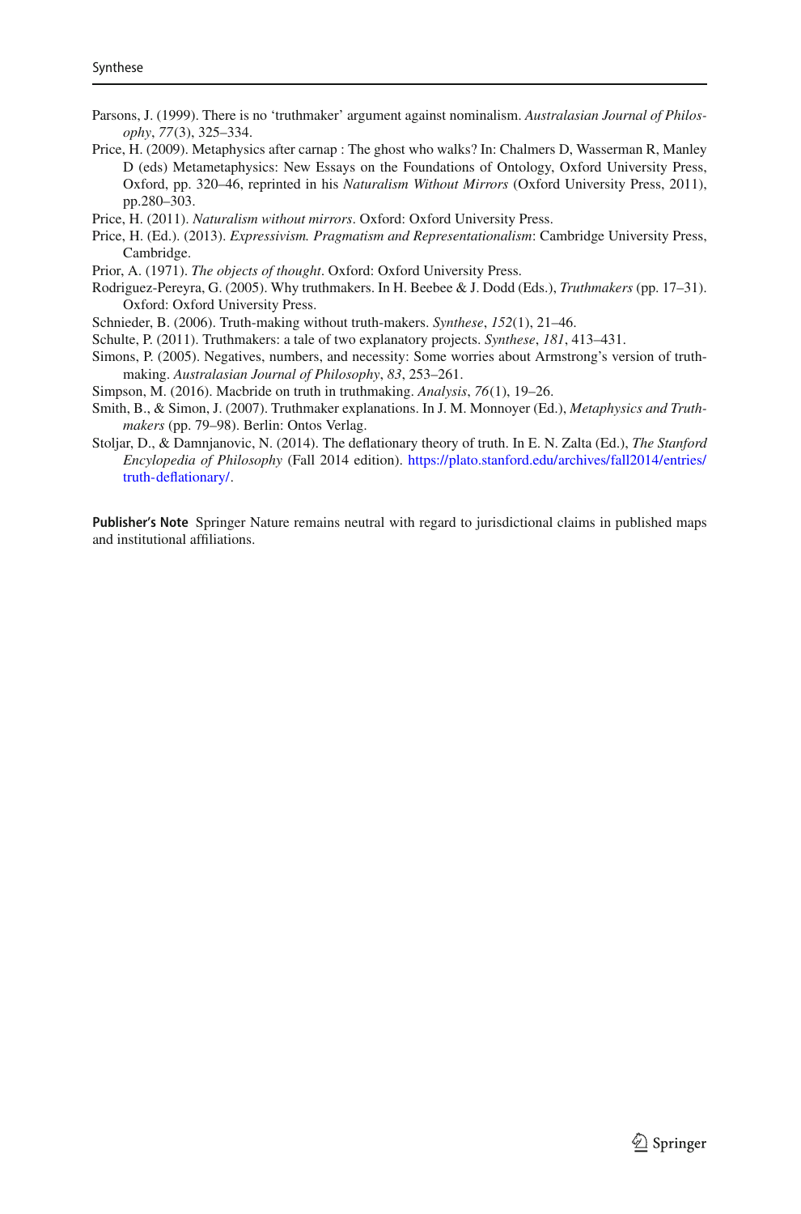Parsons, J. (1999). There is no 'truthmaker' argument against nominalism. *Australasian Journal of Philosophy*, *77*(3), 325–334.

Price, H. (2009). Metaphysics after carnap : The ghost who walks? In: Chalmers D, Wasserman R, Manley D (eds) Metametaphysics: New Essays on the Foundations of Ontology, Oxford University Press, Oxford, pp. 320–46, reprinted in his *Naturalism Without Mirrors* (Oxford University Press, 2011), pp.280–303.

Price, H. (2011). *Naturalism without mirrors*. Oxford: Oxford University Press.

Price, H. (Ed.). (2013). *Expressivism. Pragmatism and Representationalism*: Cambridge University Press, Cambridge.

Prior, A. (1971). *The objects of thought*. Oxford: Oxford University Press.

Rodriguez-Pereyra, G. (2005). Why truthmakers. In H. Beebee & J. Dodd (Eds.), *Truthmakers* (pp. 17–31). Oxford: Oxford University Press.

Schnieder, B. (2006). Truth-making without truth-makers. *Synthese*, *152*(1), 21–46.

Schulte, P. (2011). Truthmakers: a tale of two explanatory projects. *Synthese*, *181*, 413–431.

Simons, P. (2005). Negatives, numbers, and necessity: Some worries about Armstrong's version of truthmaking. *Australasian Journal of Philosophy*, *83*, 253–261.

Simpson, M. (2016). Macbride on truth in truthmaking. *Analysis*, *76*(1), 19–26.

Smith, B., & Simon, J. (2007). Truthmaker explanations. In J. M. Monnoyer (Ed.), *Metaphysics and Truthmakers* (pp. 79–98). Berlin: Ontos Verlag.

Stoljar, D., & Damnjanovic, N. (2014). The deflationary theory of truth. In E. N. Zalta (Ed.), *The Stanford Encylopedia of Philosophy* (Fall 2014 edition). https://plato.stanford.edu/archives/fall2014/entries/truth-deflationary/.

**Publisher's Note** Springer Nature remains neutral with regard to jurisdictional claims in published maps and institutional affiliations.